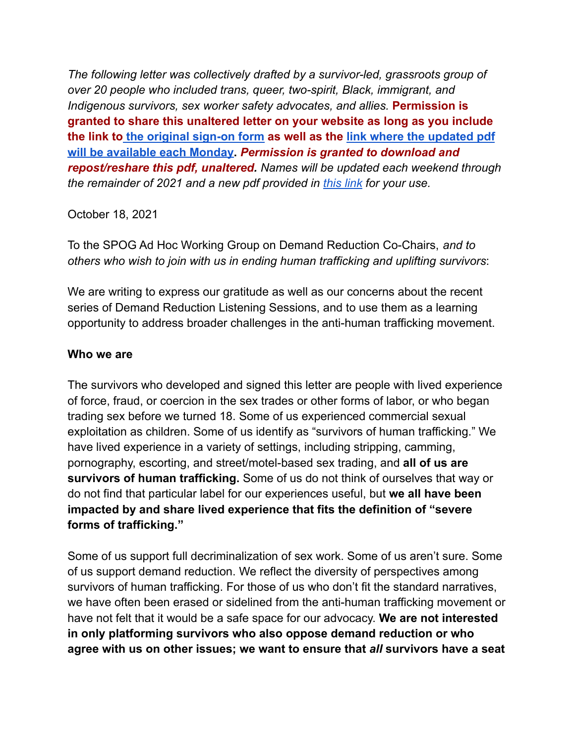*The following letter was collectively drafted by a survivor-led, grassroots group of over 20 people who included trans, queer, two-spirit, Black, immigrant, and Indigenous survivors, sex worker safety advocates, and allies.* **Permission is granted to share this unaltered letter on your website as long as you include the link to the original sign-on form as well as the link where the updated pdf will be available each Monday.** ***Permission is granted to download and repost/reshare this pdf, unaltered.*** *Names will be updated each weekend through the remainder of 2021 and a new pdf provided in this link for your use.*

October 18, 2021

To the SPOG Ad Hoc Working Group on Demand Reduction Co-Chairs, *and to others who wish to join with us in ending human trafficking and uplifting survivors*:

We are writing to express our gratitude as well as our concerns about the recent series of Demand Reduction Listening Sessions, and to use them as a learning opportunity to address broader challenges in the anti-human trafficking movement.

**Who we are**

The survivors who developed and signed this letter are people with lived experience of force, fraud, or coercion in the sex trades or other forms of labor, or who began trading sex before we turned 18. Some of us experienced commercial sexual exploitation as children. Some of us identify as "survivors of human trafficking." We have lived experience in a variety of settings, including stripping, camming, pornography, escorting, and street/motel-based sex trading, and **all of us are survivors of human trafficking.** Some of us do not think of ourselves that way or do not find that particular label for our experiences useful, but **we all have been impacted by and share lived experience that fits the definition of "severe forms of trafficking."**

Some of us support full decriminalization of sex work. Some of us aren't sure. Some of us support demand reduction. We reflect the diversity of perspectives among survivors of human trafficking. For those of us who don't fit the standard narratives, we have often been erased or sidelined from the anti-human trafficking movement or have not felt that it would be a safe space for our advocacy. **We are not interested in only platforming survivors who also oppose demand reduction or who agree with us on other issues; we want to ensure that *all* survivors have a seat**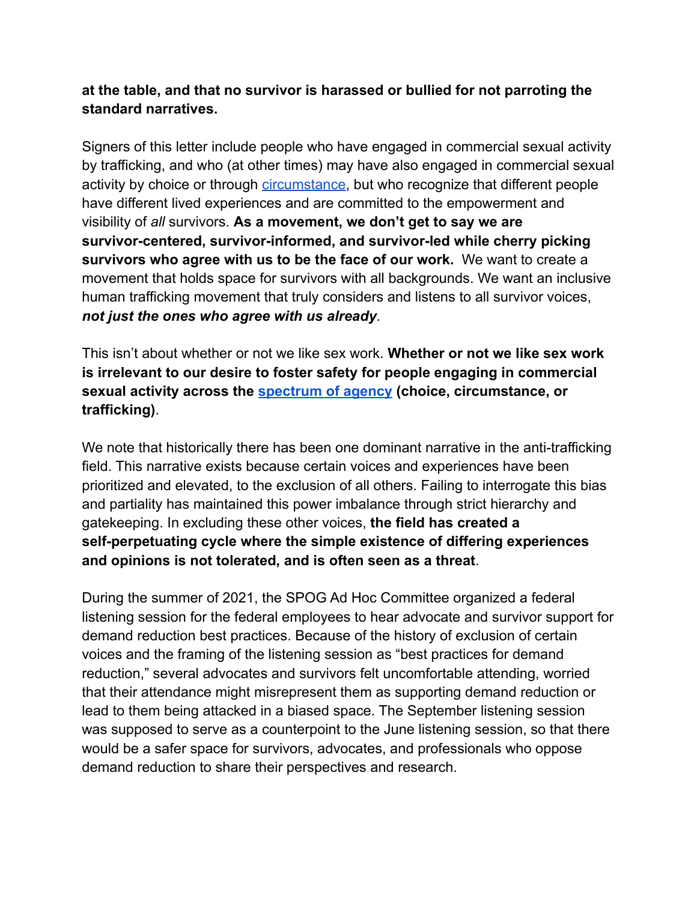**at the table, and that no survivor is harassed or bullied for not parroting the standard narratives.**

Signers of this letter include people who have engaged in commercial sexual activity by trafficking, and who (at other times) may have also engaged in commercial sexual activity by choice or through [circumstance](), but who recognize that different people have different lived experiences and are committed to the empowerment and visibility of *all* survivors. **As a movement, we don't get to say we are survivor-centered, survivor-informed, and survivor-led while cherry picking survivors who agree with us to be the face of our work.** We want to create a movement that holds space for survivors with all backgrounds. We want an inclusive human trafficking movement that truly considers and listens to all survivor voices, ***not just the ones who agree with us already***.

This isn't about whether or not we like sex work. **Whether or not we like sex work is irrelevant to our desire to foster safety for people engaging in commercial sexual activity across the [spectrum of agency]() (choice, circumstance, or trafficking)**.

We note that historically there has been one dominant narrative in the anti-trafficking field. This narrative exists because certain voices and experiences have been prioritized and elevated, to the exclusion of all others. Failing to interrogate this bias and partiality has maintained this power imbalance through strict hierarchy and gatekeeping. In excluding these other voices, **the field has created a self-perpetuating cycle where the simple existence of differing experiences and opinions is not tolerated, and is often seen as a threat**.

During the summer of 2021, the SPOG Ad Hoc Committee organized a federal listening session for the federal employees to hear advocate and survivor support for demand reduction best practices. Because of the history of exclusion of certain voices and the framing of the listening session as "best practices for demand reduction," several advocates and survivors felt uncomfortable attending, worried that their attendance might misrepresent them as supporting demand reduction or lead to them being attacked in a biased space. The September listening session was supposed to serve as a counterpoint to the June listening session, so that there would be a safer space for survivors, advocates, and professionals who oppose demand reduction to share their perspectives and research.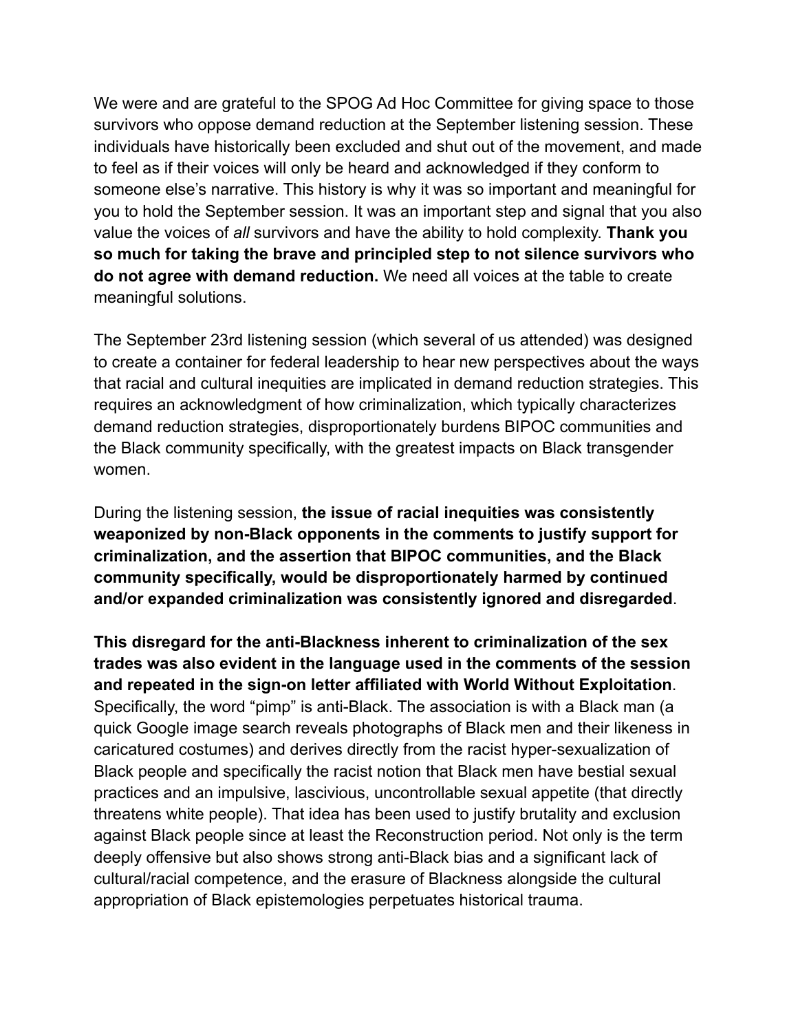We were and are grateful to the SPOG Ad Hoc Committee for giving space to those survivors who oppose demand reduction at the September listening session. These individuals have historically been excluded and shut out of the movement, and made to feel as if their voices will only be heard and acknowledged if they conform to someone else's narrative. This history is why it was so important and meaningful for you to hold the September session. It was an important step and signal that you also value the voices of *all* survivors and have the ability to hold complexity. **Thank you so much for taking the brave and principled step to not silence survivors who do not agree with demand reduction.** We need all voices at the table to create meaningful solutions.

The September 23rd listening session (which several of us attended) was designed to create a container for federal leadership to hear new perspectives about the ways that racial and cultural inequities are implicated in demand reduction strategies. This requires an acknowledgment of how criminalization, which typically characterizes demand reduction strategies, disproportionately burdens BIPOC communities and the Black community specifically, with the greatest impacts on Black transgender women.

During the listening session, **the issue of racial inequities was consistently weaponized by non-Black opponents in the comments to justify support for criminalization, and the assertion that BIPOC communities, and the Black community specifically, would be disproportionately harmed by continued and/or expanded criminalization was consistently ignored and disregarded**.

**This disregard for the anti-Blackness inherent to criminalization of the sex trades was also evident in the language used in the comments of the session and repeated in the sign-on letter affiliated with World Without Exploitation**. Specifically, the word "pimp" is anti-Black. The association is with a Black man (a quick Google image search reveals photographs of Black men and their likeness in caricatured costumes) and derives directly from the racist hyper-sexualization of Black people and specifically the racist notion that Black men have bestial sexual practices and an impulsive, lascivious, uncontrollable sexual appetite (that directly threatens white people). That idea has been used to justify brutality and exclusion against Black people since at least the Reconstruction period. Not only is the term deeply offensive but also shows strong anti-Black bias and a significant lack of cultural/racial competence, and the erasure of Blackness alongside the cultural appropriation of Black epistemologies perpetuates historical trauma.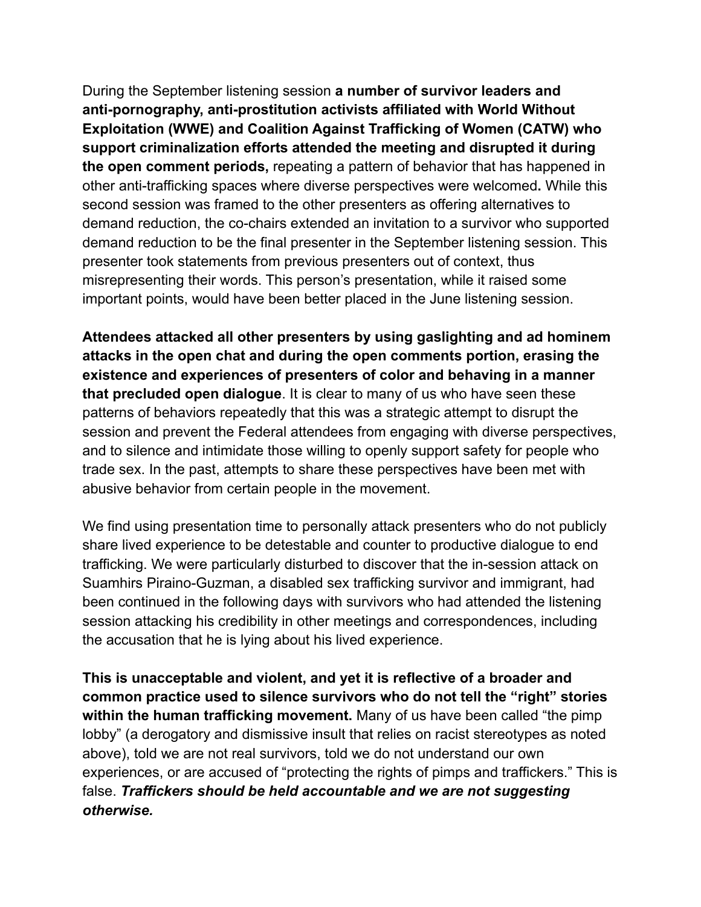During the September listening session **a number of survivor leaders and anti-pornography, anti-prostitution activists affiliated with World Without Exploitation (WWE) and Coalition Against Trafficking of Women (CATW) who support criminalization efforts attended the meeting and disrupted it during the open comment periods,** repeating a pattern of behavior that has happened in other anti-trafficking spaces where diverse perspectives were welcomed**.** While this second session was framed to the other presenters as offering alternatives to demand reduction, the co-chairs extended an invitation to a survivor who supported demand reduction to be the final presenter in the September listening session. This presenter took statements from previous presenters out of context, thus misrepresenting their words. This person's presentation, while it raised some important points, would have been better placed in the June listening session.

**Attendees attacked all other presenters by using gaslighting and ad hominem attacks in the open chat and during the open comments portion, erasing the existence and experiences of presenters of color and behaving in a manner that precluded open dialogue**. It is clear to many of us who have seen these patterns of behaviors repeatedly that this was a strategic attempt to disrupt the session and prevent the Federal attendees from engaging with diverse perspectives, and to silence and intimidate those willing to openly support safety for people who trade sex. In the past, attempts to share these perspectives have been met with abusive behavior from certain people in the movement.

We find using presentation time to personally attack presenters who do not publicly share lived experience to be detestable and counter to productive dialogue to end trafficking. We were particularly disturbed to discover that the in-session attack on Suamhirs Piraino-Guzman, a disabled sex trafficking survivor and immigrant, had been continued in the following days with survivors who had attended the listening session attacking his credibility in other meetings and correspondences, including the accusation that he is lying about his lived experience.

**This is unacceptable and violent, and yet it is reflective of a broader and common practice used to silence survivors who do not tell the "right" stories within the human trafficking movement.** Many of us have been called "the pimp lobby" (a derogatory and dismissive insult that relies on racist stereotypes as noted above), told we are not real survivors, told we do not understand our own experiences, or are accused of "protecting the rights of pimps and traffickers." This is false. ***Traffickers should be held accountable and we are not suggesting otherwise.***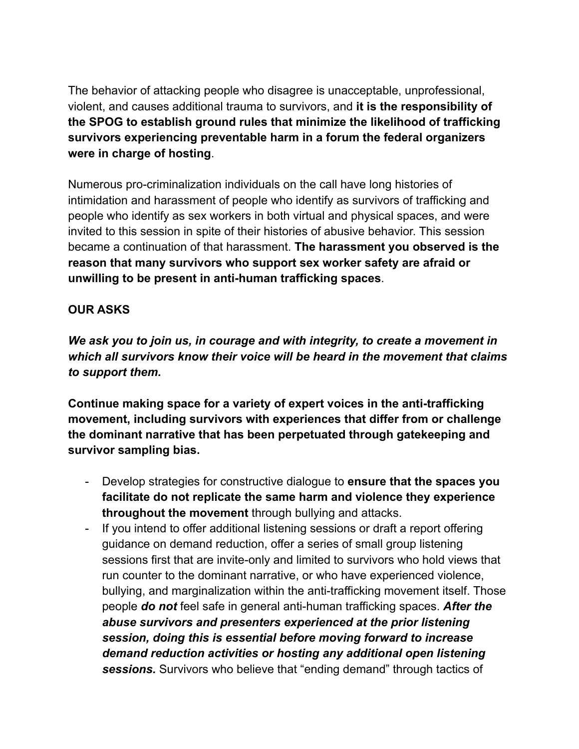The behavior of attacking people who disagree is unacceptable, unprofessional, violent, and causes additional trauma to survivors, and **it is the responsibility of the SPOG to establish ground rules that minimize the likelihood of trafficking survivors experiencing preventable harm in a forum the federal organizers were in charge of hosting**.

Numerous pro-criminalization individuals on the call have long histories of intimidation and harassment of people who identify as survivors of trafficking and people who identify as sex workers in both virtual and physical spaces, and were invited to this session in spite of their histories of abusive behavior. This session became a continuation of that harassment. **The harassment you observed is the reason that many survivors who support sex worker safety are afraid or unwilling to be present in anti-human trafficking spaces**.

**OUR ASKS**

***We ask you to join us, in courage and with integrity, to create a movement in which all survivors know their voice will be heard in the movement that claims to support them.***

**Continue making space for a variety of expert voices in the anti-trafficking movement, including survivors with experiences that differ from or challenge the dominant narrative that has been perpetuated through gatekeeping and survivor sampling bias.**

- Develop strategies for constructive dialogue to **ensure that the spaces you facilitate do not replicate the same harm and violence they experience throughout the movement** through bullying and attacks.
- If you intend to offer additional listening sessions or draft a report offering guidance on demand reduction, offer a series of small group listening sessions first that are invite-only and limited to survivors who hold views that run counter to the dominant narrative, or who have experienced violence, bullying, and marginalization within the anti-trafficking movement itself. Those people ***do not*** feel safe in general anti-human trafficking spaces. ***After the abuse survivors and presenters experienced at the prior listening session, doing this is essential before moving forward to increase demand reduction activities or hosting any additional open listening sessions.*** Survivors who believe that "ending demand" through tactics of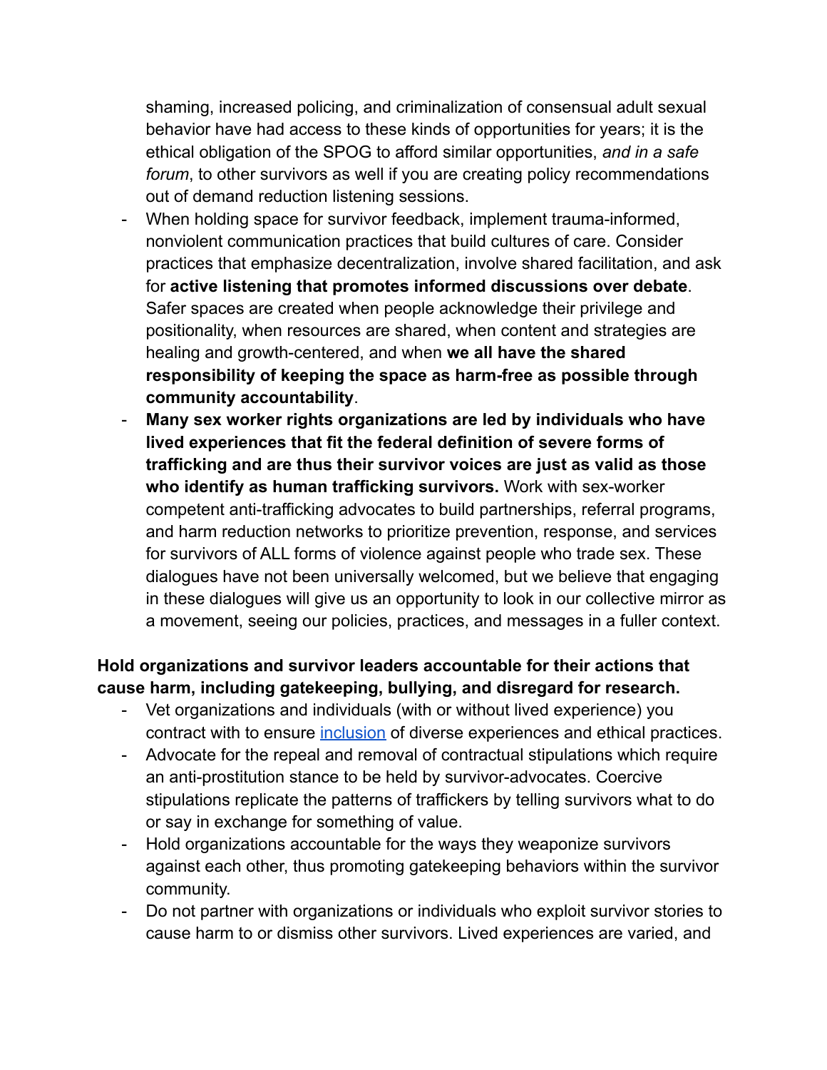shaming, increased policing, and criminalization of consensual adult sexual behavior have had access to these kinds of opportunities for years; it is the ethical obligation of the SPOG to afford similar opportunities, *and in a safe forum*, to other survivors as well if you are creating policy recommendations out of demand reduction listening sessions.

- When holding space for survivor feedback, implement trauma-informed, nonviolent communication practices that build cultures of care. Consider practices that emphasize decentralization, involve shared facilitation, and ask for **active listening that promotes informed discussions over debate**. Safer spaces are created when people acknowledge their privilege and positionality, when resources are shared, when content and strategies are healing and growth-centered, and when **we all have the shared responsibility of keeping the space as harm-free as possible through community accountability**.
- **Many sex worker rights organizations are led by individuals who have lived experiences that fit the federal definition of severe forms of trafficking and are thus their survivor voices are just as valid as those who identify as human trafficking survivors.** Work with sex-worker competent anti-trafficking advocates to build partnerships, referral programs, and harm reduction networks to prioritize prevention, response, and services for survivors of ALL forms of violence against people who trade sex. These dialogues have not been universally welcomed, but we believe that engaging in these dialogues will give us an opportunity to look in our collective mirror as a movement, seeing our policies, practices, and messages in a fuller context.

**Hold organizations and survivor leaders accountable for their actions that cause harm, including gatekeeping, bullying, and disregard for research.**

- Vet organizations and individuals (with or without lived experience) you contract with to ensure [inclusion] of diverse experiences and ethical practices.
- Advocate for the repeal and removal of contractual stipulations which require an anti-prostitution stance to be held by survivor-advocates. Coercive stipulations replicate the patterns of traffickers by telling survivors what to do or say in exchange for something of value.
- Hold organizations accountable for the ways they weaponize survivors against each other, thus promoting gatekeeping behaviors within the survivor community.
- Do not partner with organizations or individuals who exploit survivor stories to cause harm to or dismiss other survivors. Lived experiences are varied, and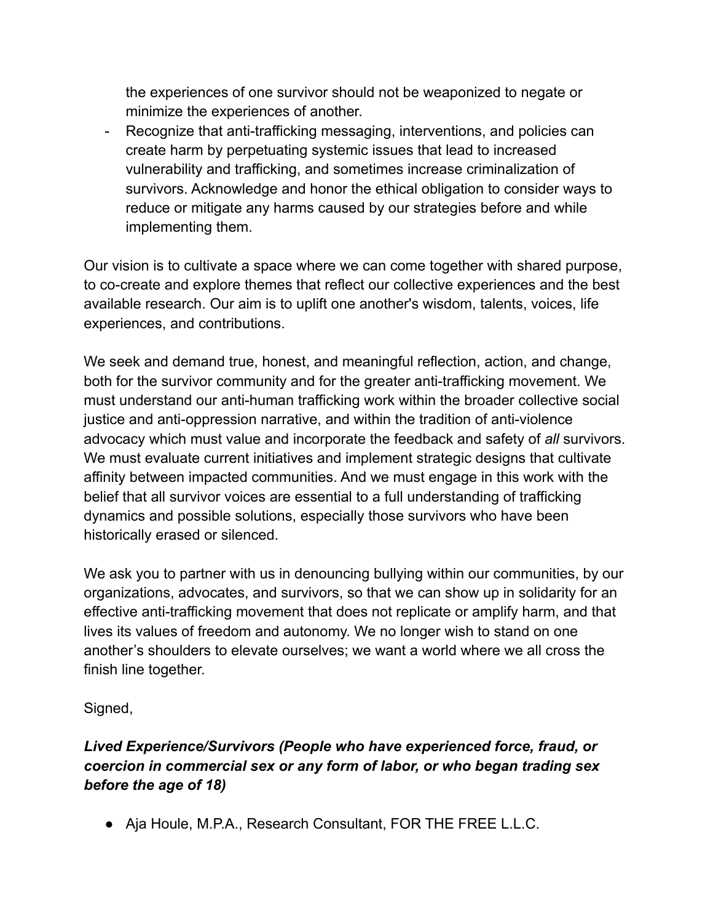the experiences of one survivor should not be weaponized to negate or minimize the experiences of another.

- Recognize that anti-trafficking messaging, interventions, and policies can create harm by perpetuating systemic issues that lead to increased vulnerability and trafficking, and sometimes increase criminalization of survivors. Acknowledge and honor the ethical obligation to consider ways to reduce or mitigate any harms caused by our strategies before and while implementing them.

Our vision is to cultivate a space where we can come together with shared purpose, to co-create and explore themes that reflect our collective experiences and the best available research. Our aim is to uplift one another's wisdom, talents, voices, life experiences, and contributions.

We seek and demand true, honest, and meaningful reflection, action, and change, both for the survivor community and for the greater anti-trafficking movement. We must understand our anti-human trafficking work within the broader collective social justice and anti-oppression narrative, and within the tradition of anti-violence advocacy which must value and incorporate the feedback and safety of *all* survivors. We must evaluate current initiatives and implement strategic designs that cultivate affinity between impacted communities. And we must engage in this work with the belief that all survivor voices are essential to a full understanding of trafficking dynamics and possible solutions, especially those survivors who have been historically erased or silenced.

We ask you to partner with us in denouncing bullying within our communities, by our organizations, advocates, and survivors, so that we can show up in solidarity for an effective anti-trafficking movement that does not replicate or amplify harm, and that lives its values of freedom and autonomy. We no longer wish to stand on one another's shoulders to elevate ourselves; we want a world where we all cross the finish line together.

Signed,

***Lived Experience/Survivors (People who have experienced force, fraud, or coercion in commercial sex or any form of labor, or who began trading sex before the age of 18)***

- Aja Houle, M.P.A., Research Consultant, FOR THE FREE L.L.C.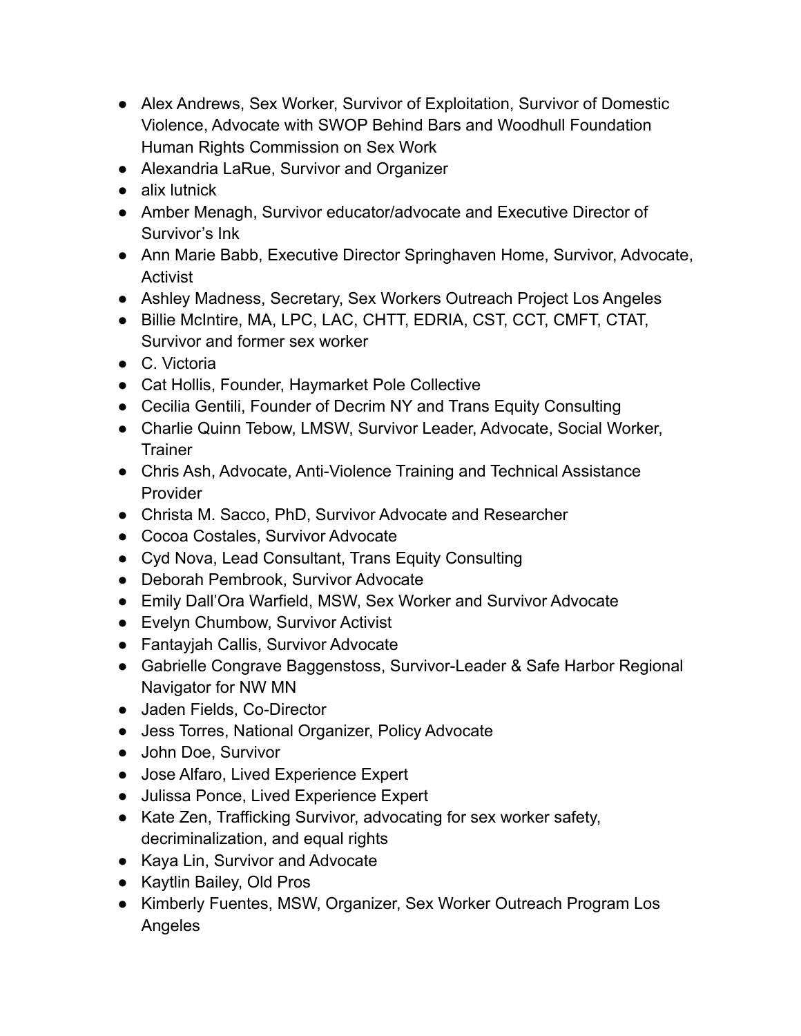- Alex Andrews, Sex Worker, Survivor of Exploitation, Survivor of Domestic Violence, Advocate with SWOP Behind Bars and Woodhull Foundation Human Rights Commission on Sex Work
- Alexandria LaRue, Survivor and Organizer
- alix lutnick
- Amber Menagh, Survivor educator/advocate and Executive Director of Survivor's Ink
- Ann Marie Babb, Executive Director Springhaven Home, Survivor, Advocate, Activist
- Ashley Madness, Secretary, Sex Workers Outreach Project Los Angeles
- Billie McIntire, MA, LPC, LAC, CHTT, EDRIA, CST, CCT, CMFT, CTAT, Survivor and former sex worker
- C. Victoria
- Cat Hollis, Founder, Haymarket Pole Collective
- Cecilia Gentili, Founder of Decrim NY and Trans Equity Consulting
- Charlie Quinn Tebow, LMSW, Survivor Leader, Advocate, Social Worker, Trainer
- Chris Ash, Advocate, Anti-Violence Training and Technical Assistance Provider
- Christa M. Sacco, PhD, Survivor Advocate and Researcher
- Cocoa Costales, Survivor Advocate
- Cyd Nova, Lead Consultant, Trans Equity Consulting
- Deborah Pembrook, Survivor Advocate
- Emily Dall'Ora Warfield, MSW, Sex Worker and Survivor Advocate
- Evelyn Chumbow, Survivor Activist
- Fantayjah Callis, Survivor Advocate
- Gabrielle Congrave Baggenstoss, Survivor-Leader & Safe Harbor Regional Navigator for NW MN
- Jaden Fields, Co-Director
- Jess Torres, National Organizer, Policy Advocate
- John Doe, Survivor
- Jose Alfaro, Lived Experience Expert
- Julissa Ponce, Lived Experience Expert
- Kate Zen, Trafficking Survivor, advocating for sex worker safety, decriminalization, and equal rights
- Kaya Lin, Survivor and Advocate
- Kaytlin Bailey, Old Pros
- Kimberly Fuentes, MSW, Organizer, Sex Worker Outreach Program Los Angeles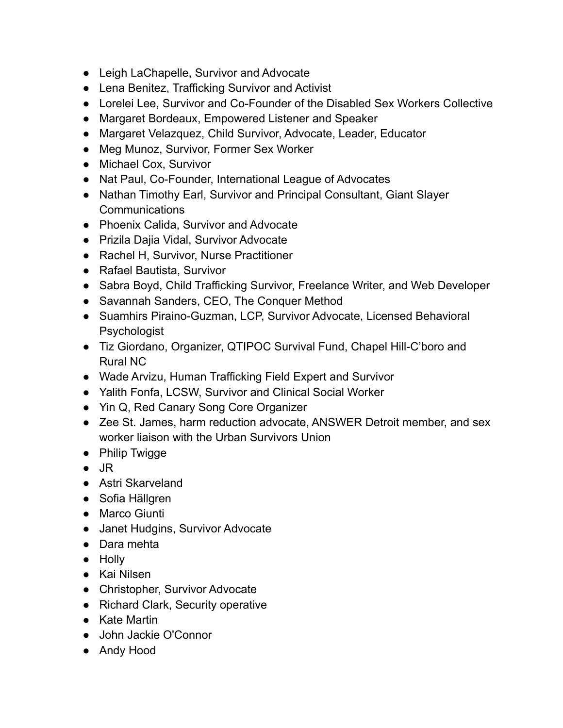- Leigh LaChapelle, Survivor and Advocate
- Lena Benitez, Trafficking Survivor and Activist
- Lorelei Lee, Survivor and Co-Founder of the Disabled Sex Workers Collective
- Margaret Bordeaux, Empowered Listener and Speaker
- Margaret Velazquez, Child Survivor, Advocate, Leader, Educator
- Meg Munoz, Survivor, Former Sex Worker
- Michael Cox, Survivor
- Nat Paul, Co-Founder, International League of Advocates
- Nathan Timothy Earl, Survivor and Principal Consultant, Giant Slayer Communications
- Phoenix Calida, Survivor and Advocate
- Prizila Dajia Vidal, Survivor Advocate
- Rachel H, Survivor, Nurse Practitioner
- Rafael Bautista, Survivor
- Sabra Boyd, Child Trafficking Survivor, Freelance Writer, and Web Developer
- Savannah Sanders, CEO, The Conquer Method
- Suamhirs Piraino-Guzman, LCP, Survivor Advocate, Licensed Behavioral Psychologist
- Tiz Giordano, Organizer, QTIPOC Survival Fund, Chapel Hill-C'boro and Rural NC
- Wade Arvizu, Human Trafficking Field Expert and Survivor
- Yalith Fonfa, LCSW, Survivor and Clinical Social Worker
- Yin Q, Red Canary Song Core Organizer
- Zee St. James, harm reduction advocate, ANSWER Detroit member, and sex worker liaison with the Urban Survivors Union
- Philip Twigge
- JR
- Astri Skarveland
- Sofia Hällgren
- Marco Giunti
- Janet Hudgins, Survivor Advocate
- Dara mehta
- Holly
- Kai Nilsen
- Christopher, Survivor Advocate
- Richard Clark, Security operative
- Kate Martin
- John Jackie O'Connor
- Andy Hood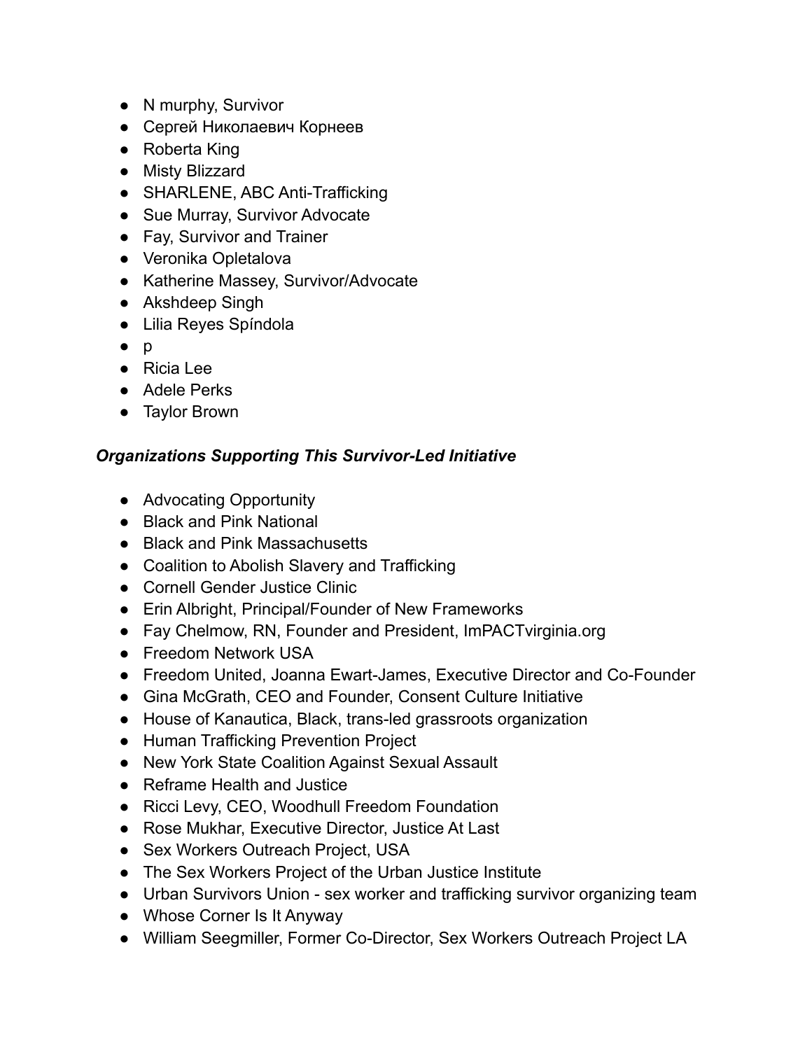- N murphy, Survivor
- Сергей Николаевич Корнеев
- Roberta King
- Misty Blizzard
- SHARLENE, ABC Anti-Trafficking
- Sue Murray, Survivor Advocate
- Fay, Survivor and Trainer
- Veronika Opletalova
- Katherine Massey, Survivor/Advocate
- Akshdeep Singh
- Lilia Reyes Spíndola
- p
- Ricia Lee
- Adele Perks
- Taylor Brown

***Organizations Supporting This Survivor-Led Initiative***

- Advocating Opportunity
- Black and Pink National
- Black and Pink Massachusetts
- Coalition to Abolish Slavery and Trafficking
- Cornell Gender Justice Clinic
- Erin Albright, Principal/Founder of New Frameworks
- Fay Chelmow, RN, Founder and President, ImPACTvirginia.org
- Freedom Network USA
- Freedom United, Joanna Ewart-James, Executive Director and Co-Founder
- Gina McGrath, CEO and Founder, Consent Culture Initiative
- House of Kanautica, Black, trans-led grassroots organization
- Human Trafficking Prevention Project
- New York State Coalition Against Sexual Assault
- Reframe Health and Justice
- Ricci Levy, CEO, Woodhull Freedom Foundation
- Rose Mukhar, Executive Director, Justice At Last
- Sex Workers Outreach Project, USA
- The Sex Workers Project of the Urban Justice Institute
- Urban Survivors Union - sex worker and trafficking survivor organizing team
- Whose Corner Is It Anyway
- William Seegmiller, Former Co-Director, Sex Workers Outreach Project LA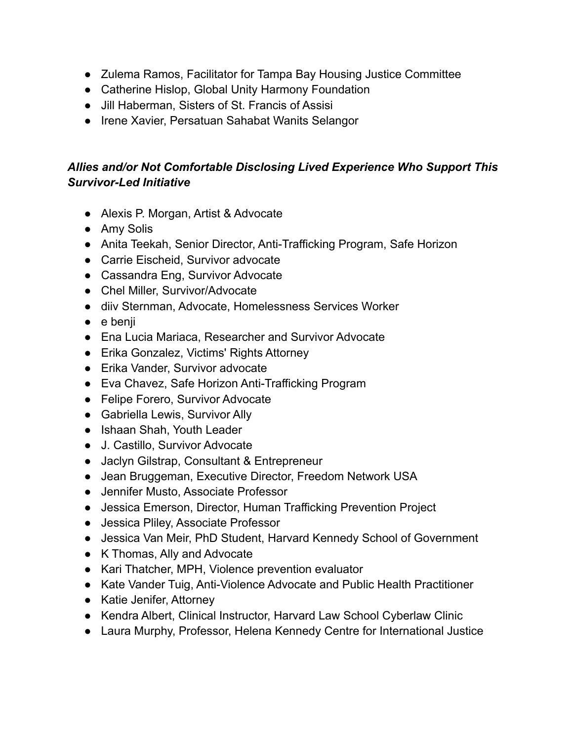- Zulema Ramos, Facilitator for Tampa Bay Housing Justice Committee
- Catherine Hislop, Global Unity Harmony Foundation
- Jill Haberman, Sisters of St. Francis of Assisi
- Irene Xavier, Persatuan Sahabat Wanits Selangor

***Allies and/or Not Comfortable Disclosing Lived Experience Who Support This Survivor-Led Initiative***

- Alexis P. Morgan, Artist & Advocate
- Amy Solis
- Anita Teekah, Senior Director, Anti-Trafficking Program, Safe Horizon
- Carrie Eischeid, Survivor advocate
- Cassandra Eng, Survivor Advocate
- Chel Miller, Survivor/Advocate
- diiv Sternman, Advocate, Homelessness Services Worker
- e benji
- Ena Lucia Mariaca, Researcher and Survivor Advocate
- Erika Gonzalez, Victims' Rights Attorney
- Erika Vander, Survivor advocate
- Eva Chavez, Safe Horizon Anti-Trafficking Program
- Felipe Forero, Survivor Advocate
- Gabriella Lewis, Survivor Ally
- Ishaan Shah, Youth Leader
- J. Castillo, Survivor Advocate
- Jaclyn Gilstrap, Consultant & Entrepreneur
- Jean Bruggeman, Executive Director, Freedom Network USA
- Jennifer Musto, Associate Professor
- Jessica Emerson, Director, Human Trafficking Prevention Project
- Jessica Pliley, Associate Professor
- Jessica Van Meir, PhD Student, Harvard Kennedy School of Government
- K Thomas, Ally and Advocate
- Kari Thatcher, MPH, Violence prevention evaluator
- Kate Vander Tuig, Anti-Violence Advocate and Public Health Practitioner
- Katie Jenifer, Attorney
- Kendra Albert, Clinical Instructor, Harvard Law School Cyberlaw Clinic
- Laura Murphy, Professor, Helena Kennedy Centre for International Justice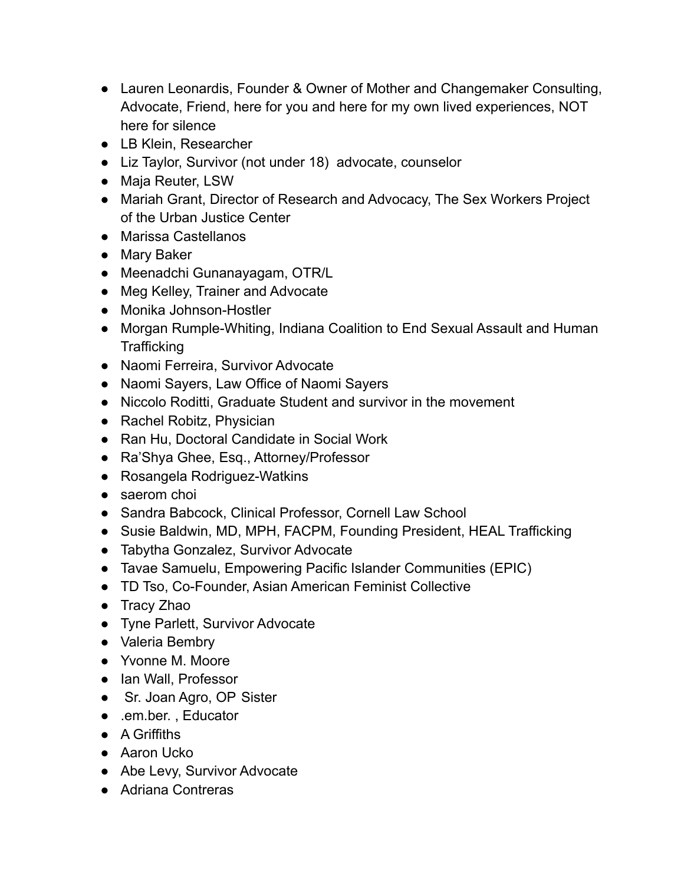- Lauren Leonardis, Founder & Owner of Mother and Changemaker Consulting, Advocate, Friend, here for you and here for my own lived experiences, NOT here for silence
- LB Klein, Researcher
- Liz Taylor, Survivor (not under 18) advocate, counselor
- Maja Reuter, LSW
- Mariah Grant, Director of Research and Advocacy, The Sex Workers Project of the Urban Justice Center
- Marissa Castellanos
- Mary Baker
- Meenadchi Gunanayagam, OTR/L
- Meg Kelley, Trainer and Advocate
- Monika Johnson-Hostler
- Morgan Rumple-Whiting, Indiana Coalition to End Sexual Assault and Human Trafficking
- Naomi Ferreira, Survivor Advocate
- Naomi Sayers, Law Office of Naomi Sayers
- Niccolo Roditti, Graduate Student and survivor in the movement
- Rachel Robitz, Physician
- Ran Hu, Doctoral Candidate in Social Work
- Ra'Shya Ghee, Esq., Attorney/Professor
- Rosangela Rodriguez-Watkins
- saerom choi
- Sandra Babcock, Clinical Professor, Cornell Law School
- Susie Baldwin, MD, MPH, FACPM, Founding President, HEAL Trafficking
- Tabytha Gonzalez, Survivor Advocate
- Tavae Samuelu, Empowering Pacific Islander Communities (EPIC)
- TD Tso, Co-Founder, Asian American Feminist Collective
- Tracy Zhao
- Tyne Parlett, Survivor Advocate
- Valeria Bembry
- Yvonne M. Moore
- Ian Wall, Professor
- Sr. Joan Agro, OP Sister
- .em.ber. , Educator
- A Griffiths
- Aaron Ucko
- Abe Levy, Survivor Advocate
- Adriana Contreras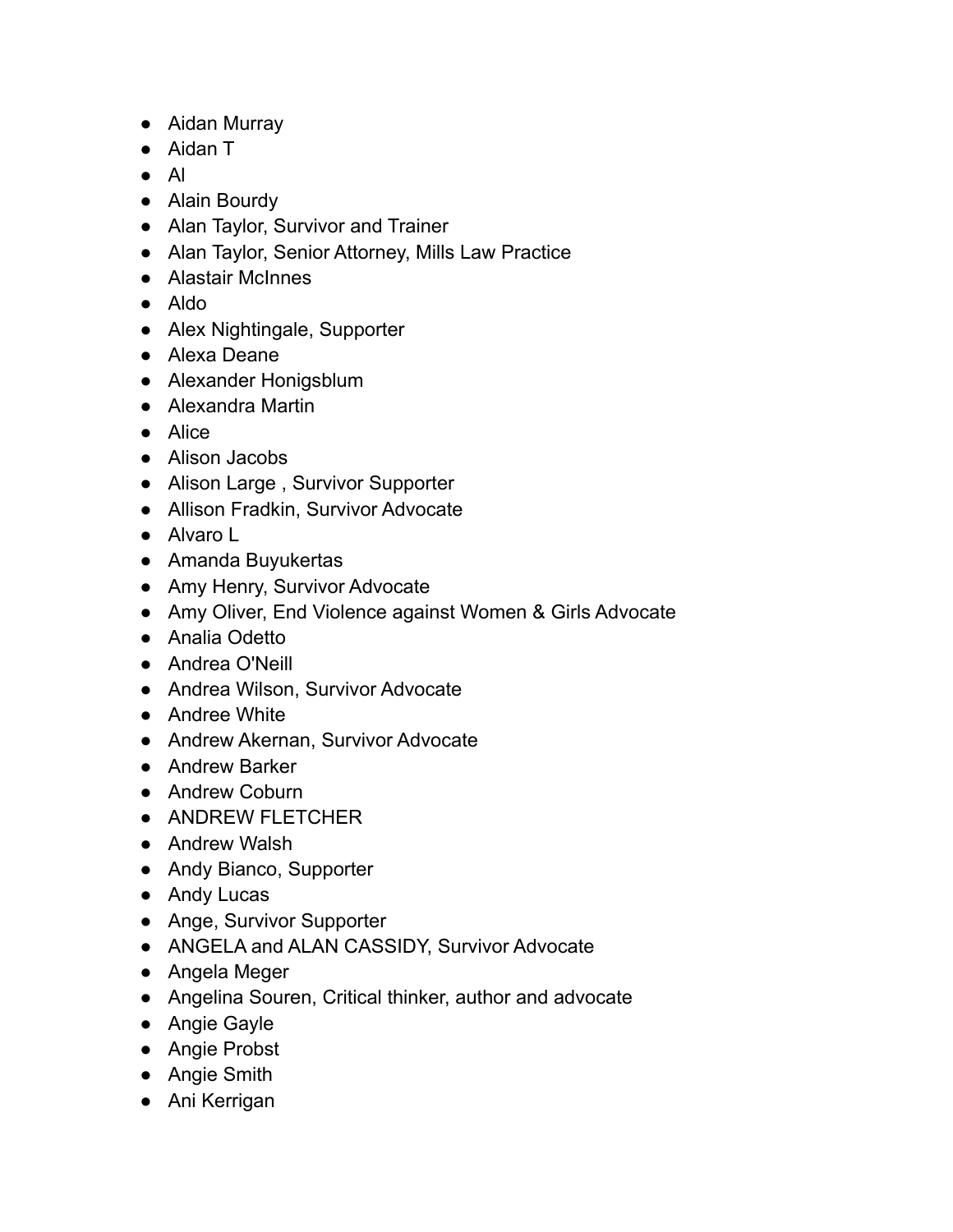- Aidan Murray
- Aidan T
- Al
- Alain Bourdy
- Alan Taylor, Survivor and Trainer
- Alan Taylor, Senior Attorney, Mills Law Practice
- Alastair McInnes
- Aldo
- Alex Nightingale, Supporter
- Alexa Deane
- Alexander Honigsblum
- Alexandra Martin
- Alice
- Alison Jacobs
- Alison Large , Survivor Supporter
- Allison Fradkin, Survivor Advocate
- Alvaro L
- Amanda Buyukertas
- Amy Henry, Survivor Advocate
- Amy Oliver, End Violence against Women & Girls Advocate
- Analia Odetto
- Andrea O'Neill
- Andrea Wilson, Survivor Advocate
- Andree White
- Andrew Akernan, Survivor Advocate
- Andrew Barker
- Andrew Coburn
- ANDREW FLETCHER
- Andrew Walsh
- Andy Bianco, Supporter
- Andy Lucas
- Ange, Survivor Supporter
- ANGELA and ALAN CASSIDY, Survivor Advocate
- Angela Meger
- Angelina Souren, Critical thinker, author and advocate
- Angie Gayle
- Angie Probst
- Angie Smith
- Ani Kerrigan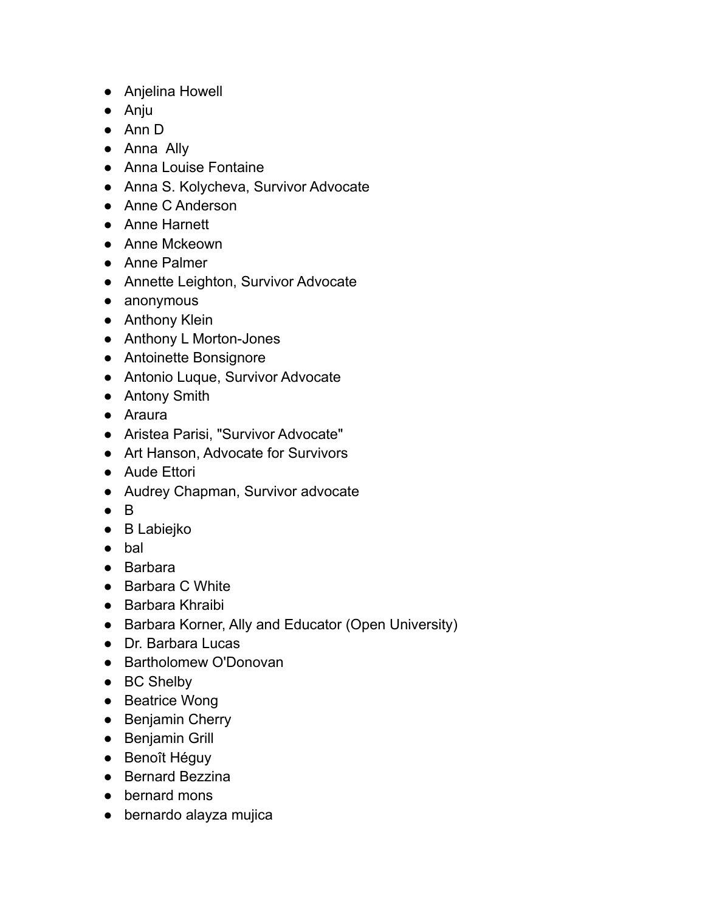- Anjelina Howell
- Anju
- Ann D
- Anna  Ally
- Anna Louise Fontaine
- Anna S. Kolycheva, Survivor Advocate
- Anne C Anderson
- Anne Harnett
- Anne Mckeown
- Anne Palmer
- Annette Leighton, Survivor Advocate
- anonymous
- Anthony Klein
- Anthony L Morton-Jones
- Antoinette Bonsignore
- Antonio Luque, Survivor Advocate
- Antony Smith
- Araura
- Aristea Parisi, "Survivor Advocate"
- Art Hanson, Advocate for Survivors
- Aude Ettori
- Audrey Chapman, Survivor advocate
- B
- B Labiejko
- bal
- Barbara
- Barbara C White
- Barbara Khraibi
- Barbara Korner, Ally and Educator (Open University)
- Dr. Barbara Lucas
- Bartholomew O'Donovan
- BC Shelby
- Beatrice Wong
- Benjamin Cherry
- Benjamin Grill
- Benoît Héguy
- Bernard Bezzina
- bernard mons
- bernardo alayza mujica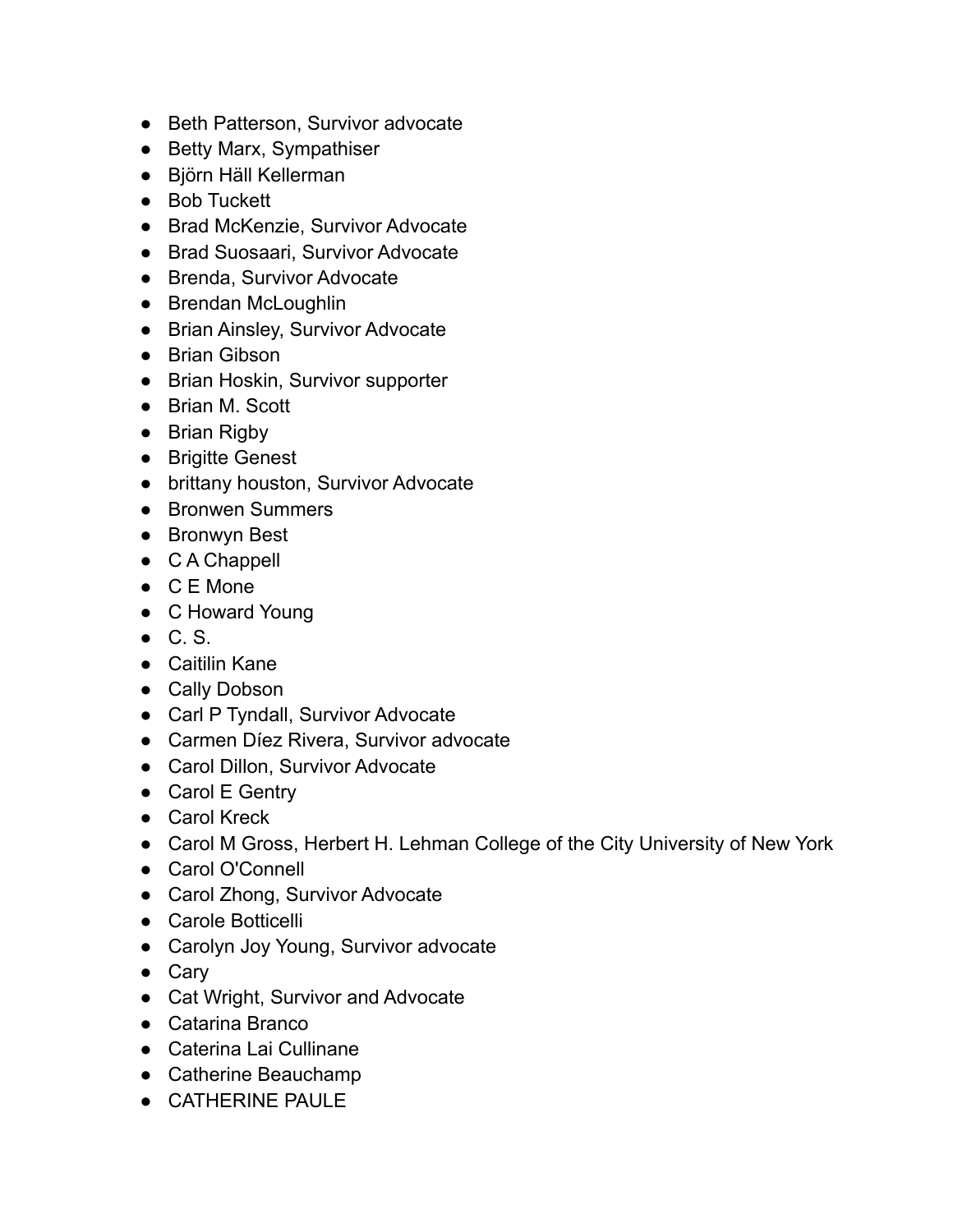- Beth Patterson, Survivor advocate
- Betty Marx, Sympathiser
- Björn Häll Kellerman
- Bob Tuckett
- Brad McKenzie, Survivor Advocate
- Brad Suosaari, Survivor Advocate
- Brenda, Survivor Advocate
- Brendan McLoughlin
- Brian Ainsley, Survivor Advocate
- Brian Gibson
- Brian Hoskin, Survivor supporter
- Brian M. Scott
- Brian Rigby
- Brigitte Genest
- brittany houston, Survivor Advocate
- Bronwen Summers
- Bronwyn Best
- C A Chappell
- C E Mone
- C Howard Young
- C. S.
- Caitilin Kane
- Cally Dobson
- Carl P Tyndall, Survivor Advocate
- Carmen Díez Rivera, Survivor advocate
- Carol Dillon, Survivor Advocate
- Carol E Gentry
- Carol Kreck
- Carol M Gross, Herbert H. Lehman College of the City University of New York
- Carol O'Connell
- Carol Zhong, Survivor Advocate
- Carole Botticelli
- Carolyn Joy Young, Survivor advocate
- Cary
- Cat Wright, Survivor and Advocate
- Catarina Branco
- Caterina Lai Cullinane
- Catherine Beauchamp
- CATHERINE PAULE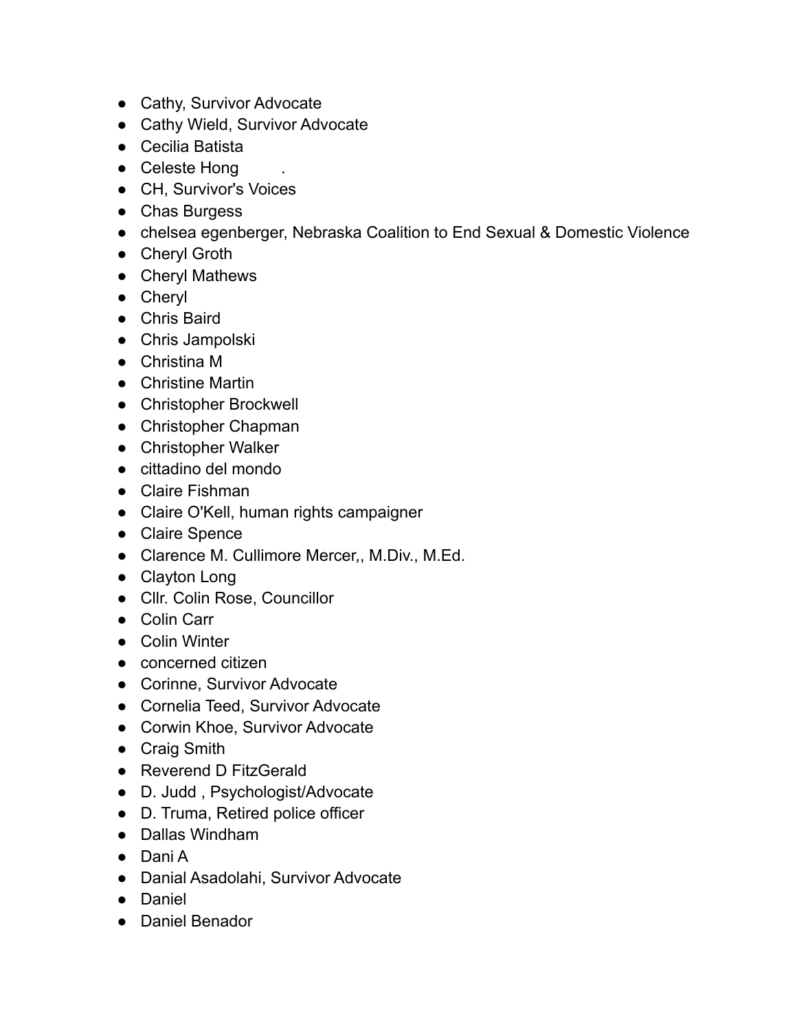- Cathy, Survivor Advocate
- Cathy Wield, Survivor Advocate
- Cecilia Batista
- Celeste Hong .
- CH, Survivor's Voices
- Chas Burgess
- chelsea egenberger, Nebraska Coalition to End Sexual & Domestic Violence
- Cheryl Groth
- Cheryl Mathews
- Cheryl
- Chris Baird
- Chris Jampolski
- Christina M
- Christine Martin
- Christopher Brockwell
- Christopher Chapman
- Christopher Walker
- cittadino del mondo
- Claire Fishman
- Claire O'Kell, human rights campaigner
- Claire Spence
- Clarence M. Cullimore Mercer,, M.Div., M.Ed.
- Clayton Long
- Cllr. Colin Rose, Councillor
- Colin Carr
- Colin Winter
- concerned citizen
- Corinne, Survivor Advocate
- Cornelia Teed, Survivor Advocate
- Corwin Khoe, Survivor Advocate
- Craig Smith
- Reverend D FitzGerald
- D. Judd , Psychologist/Advocate
- D. Truma, Retired police officer
- Dallas Windham
- Dani A
- Danial Asadolahi, Survivor Advocate
- Daniel
- Daniel Benador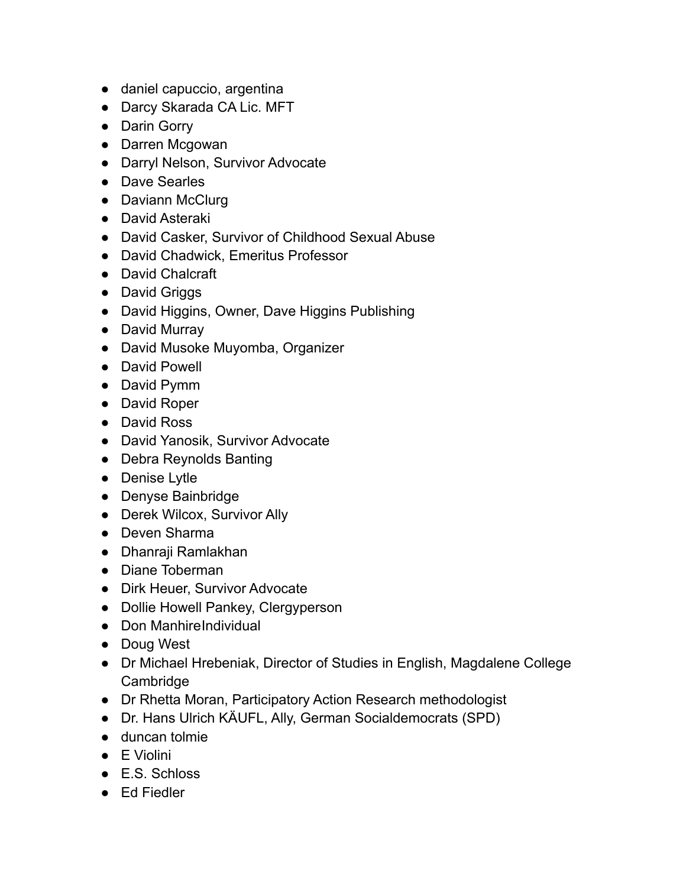- daniel capuccio, argentina
- Darcy Skarada CA Lic. MFT
- Darin Gorry
- Darren Mcgowan
- Darryl Nelson, Survivor Advocate
- Dave Searles
- Daviann McClurg
- David Asteraki
- David Casker, Survivor of Childhood Sexual Abuse
- David Chadwick, Emeritus Professor
- David Chalcraft
- David Griggs
- David Higgins, Owner, Dave Higgins Publishing
- David Murray
- David Musoke Muyomba, Organizer
- David Powell
- David Pymm
- David Roper
- David Ross
- David Yanosik, Survivor Advocate
- Debra Reynolds Banting
- Denise Lytle
- Denyse Bainbridge
- Derek Wilcox, Survivor Ally
- Deven Sharma
- Dhanraji Ramlakhan
- Diane Toberman
- Dirk Heuer, Survivor Advocate
- Dollie Howell Pankey, Clergyperson
- Don ManhireIndividual
- Doug West
- Dr Michael Hrebeniak, Director of Studies in English, Magdalene College Cambridge
- Dr Rhetta Moran, Participatory Action Research methodologist
- Dr. Hans Ulrich KÄUFL, Ally, German Socialdemocrats (SPD)
- duncan tolmie
- E Violini
- E.S. Schloss
- Ed Fiedler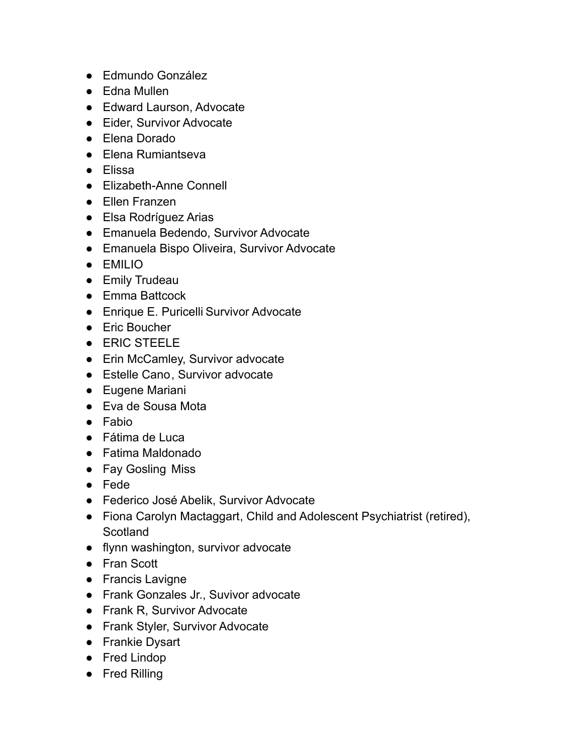- Edmundo González
- Edna Mullen
- Edward Laurson, Advocate
- Eider, Survivor Advocate
- Elena Dorado
- Elena Rumiantseva
- Elissa
- Elizabeth-Anne Connell
- Ellen Franzen
- Elsa Rodríguez Arias
- Emanuela Bedendo, Survivor Advocate
- Emanuela Bispo Oliveira, Survivor Advocate
- EMILIO
- Emily Trudeau
- Emma Battcock
- Enrique E. Puricelli Survivor Advocate
- Eric Boucher
- ERIC STEELE
- Erin McCamley, Survivor advocate
- Estelle Cano, Survivor advocate
- Eugene Mariani
- Eva de Sousa Mota
- Fabio
- Fátima de Luca
- Fatima Maldonado
- Fay Gosling Miss
- Fede
- Federico José Abelik, Survivor Advocate
- Fiona Carolyn Mactaggart, Child and Adolescent Psychiatrist (retired), Scotland
- flynn washington, survivor advocate
- Fran Scott
- Francis Lavigne
- Frank Gonzales Jr., Suvivor advocate
- Frank R, Survivor Advocate
- Frank Styler, Survivor Advocate
- Frankie Dysart
- Fred Lindop
- Fred Rilling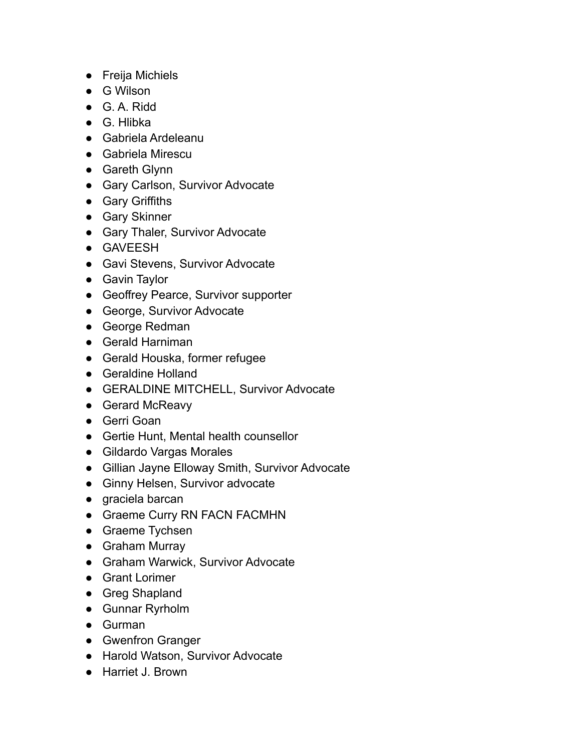- Freija Michiels
- G Wilson
- G. A. Ridd
- G. Hlibka
- Gabriela Ardeleanu
- Gabriela Mirescu
- Gareth Glynn
- Gary Carlson, Survivor Advocate
- Gary Griffiths
- Gary Skinner
- Gary Thaler, Survivor Advocate
- GAVEESH
- Gavi Stevens, Survivor Advocate
- Gavin Taylor
- Geoffrey Pearce, Survivor supporter
- George, Survivor Advocate
- George Redman
- Gerald Harniman
- Gerald Houska, former refugee
- Geraldine Holland
- GERALDINE MITCHELL, Survivor Advocate
- Gerard McReavy
- Gerri Goan
- Gertie Hunt, Mental health counsellor
- Gildardo Vargas Morales
- Gillian Jayne Elloway Smith, Survivor Advocate
- Ginny Helsen, Survivor advocate
- graciela barcan
- Graeme Curry RN FACN FACMHN
- Graeme Tychsen
- Graham Murray
- Graham Warwick, Survivor Advocate
- Grant Lorimer
- Greg Shapland
- Gunnar Ryrholm
- Gurman
- Gwenfron Granger
- Harold Watson, Survivor Advocate
- Harriet J. Brown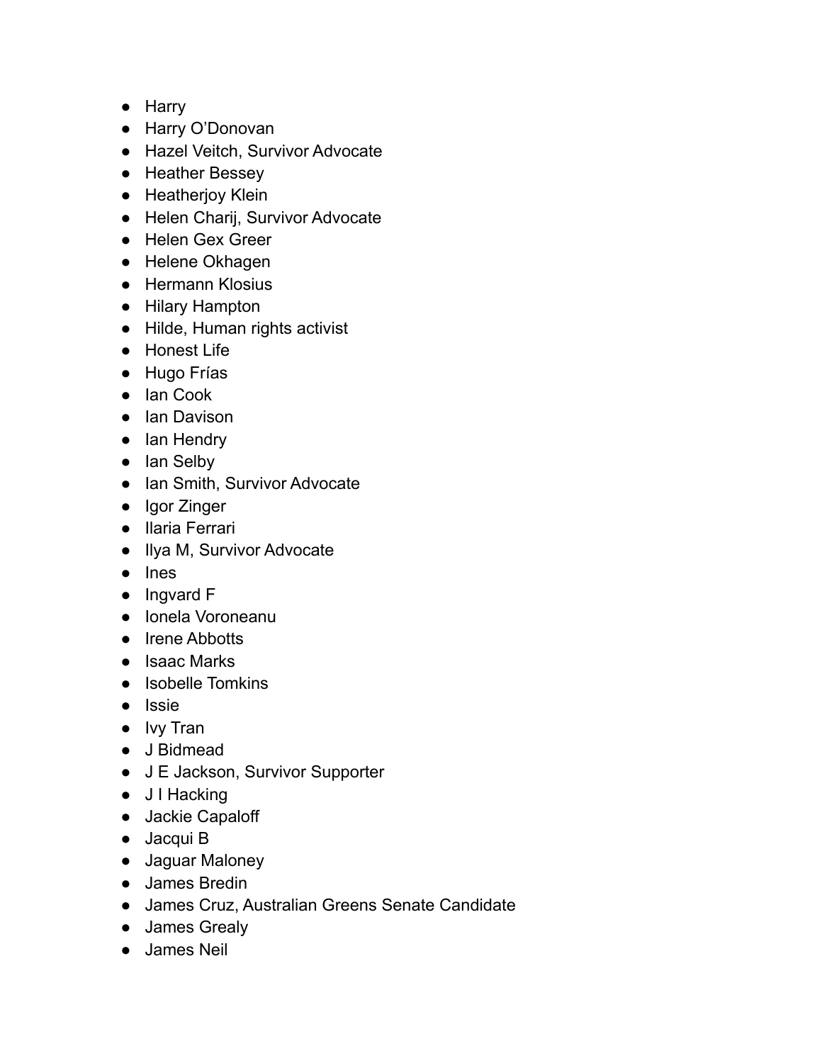- Harry
- Harry O'Donovan
- Hazel Veitch, Survivor Advocate
- Heather Bessey
- Heatherjoy Klein
- Helen Charij, Survivor Advocate
- Helen Gex Greer
- Helene Okhagen
- Hermann Klosius
- Hilary Hampton
- Hilde, Human rights activist
- Honest Life
- Hugo Frías
- Ian Cook
- Ian Davison
- Ian Hendry
- Ian Selby
- Ian Smith, Survivor Advocate
- Igor Zinger
- Ilaria Ferrari
- Ilya M, Survivor Advocate
- Ines
- Ingvard F
- Ionela Voroneanu
- Irene Abbotts
- Isaac Marks
- Isobelle Tomkins
- Issie
- Ivy Tran
- J Bidmead
- J E Jackson, Survivor Supporter
- J I Hacking
- Jackie Capaloff
- Jacqui B
- Jaguar Maloney
- James Bredin
- James Cruz, Australian Greens Senate Candidate
- James Grealy
- James Neil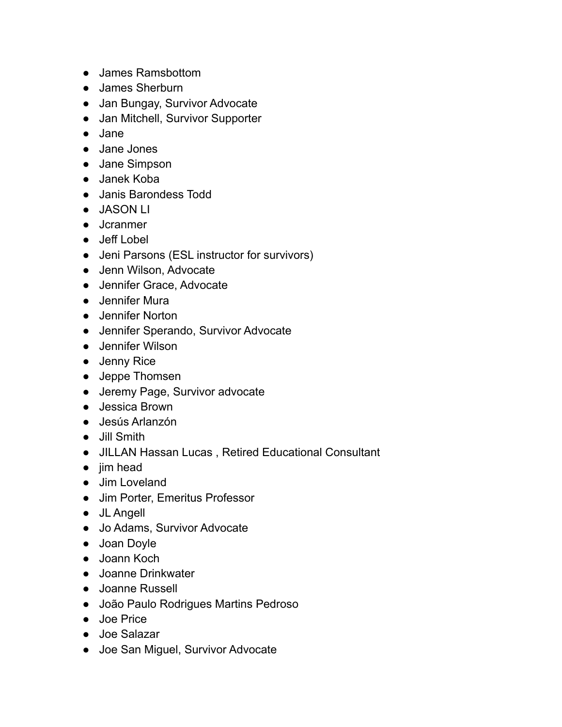- James Ramsbottom
- James Sherburn
- Jan Bungay, Survivor Advocate
- Jan Mitchell, Survivor Supporter
- Jane
- Jane Jones
- Jane Simpson
- Janek Koba
- Janis Barondess Todd
- JASON LI
- Jcranmer
- Jeff Lobel
- Jeni Parsons (ESL instructor for survivors)
- Jenn Wilson, Advocate
- Jennifer Grace, Advocate
- Jennifer Mura
- Jennifer Norton
- Jennifer Sperando, Survivor Advocate
- Jennifer Wilson
- Jenny Rice
- Jeppe Thomsen
- Jeremy Page, Survivor advocate
- Jessica Brown
- Jesús Arlanzón
- Jill Smith
- JILLAN Hassan Lucas , Retired Educational Consultant
- jim head
- Jim Loveland
- Jim Porter, Emeritus Professor
- JL Angell
- Jo Adams, Survivor Advocate
- Joan Doyle
- Joann Koch
- Joanne Drinkwater
- Joanne Russell
- João Paulo Rodrigues Martins Pedroso
- Joe Price
- Joe Salazar
- Joe San Miguel, Survivor Advocate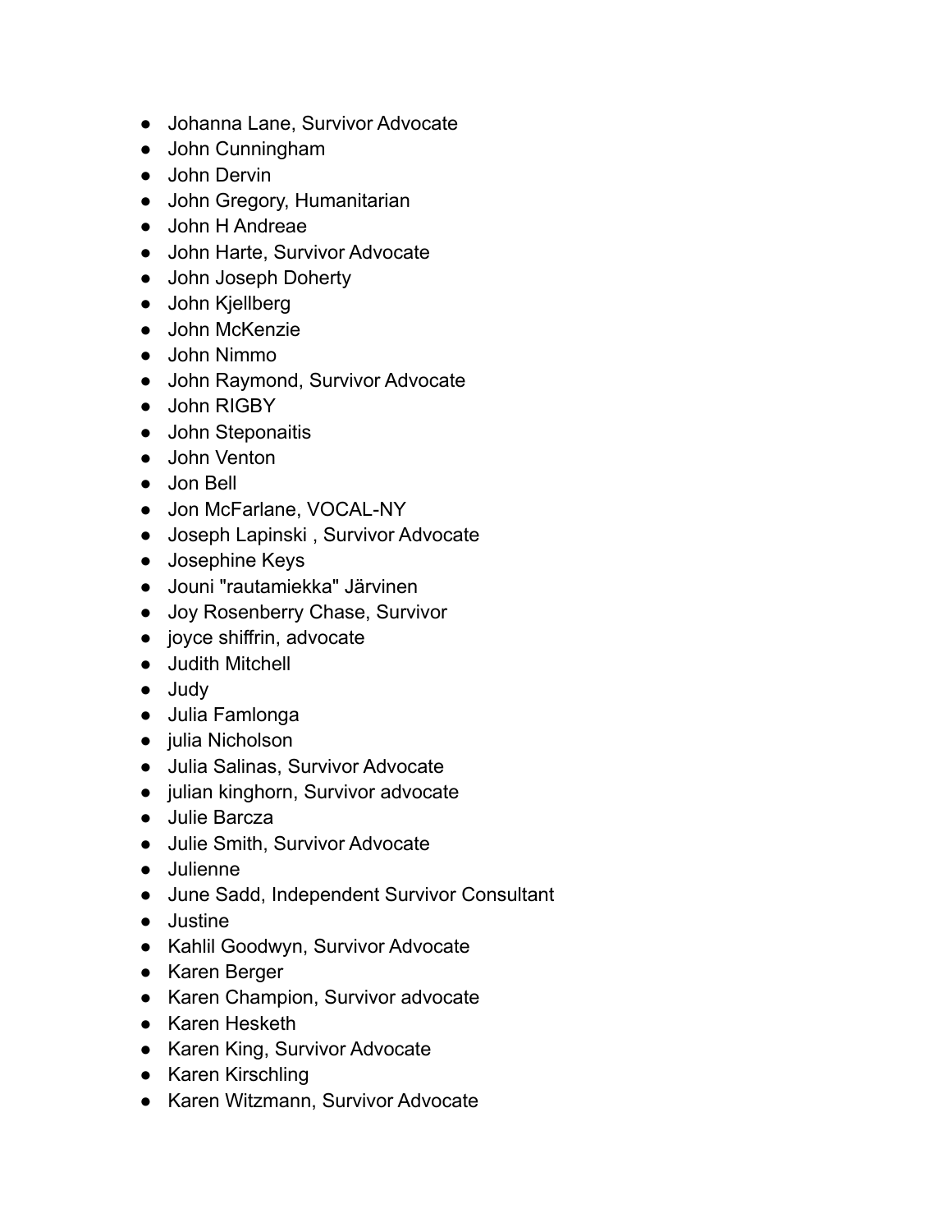- Johanna Lane, Survivor Advocate
- John Cunningham
- John Dervin
- John Gregory, Humanitarian
- John H Andreae
- John Harte, Survivor Advocate
- John Joseph Doherty
- John Kjellberg
- John McKenzie
- John Nimmo
- John Raymond, Survivor Advocate
- John RIGBY
- John Steponaitis
- John Venton
- Jon Bell
- Jon McFarlane, VOCAL-NY
- Joseph Lapinski , Survivor Advocate
- Josephine Keys
- Jouni "rautamiekka" Järvinen
- Joy Rosenberry Chase, Survivor
- joyce shiffrin, advocate
- Judith Mitchell
- Judy
- Julia Famlonga
- julia Nicholson
- Julia Salinas, Survivor Advocate
- julian kinghorn, Survivor advocate
- Julie Barcza
- Julie Smith, Survivor Advocate
- Julienne
- June Sadd, Independent Survivor Consultant
- Justine
- Kahlil Goodwyn, Survivor Advocate
- Karen Berger
- Karen Champion, Survivor advocate
- Karen Hesketh
- Karen King, Survivor Advocate
- Karen Kirschling
- Karen Witzmann, Survivor Advocate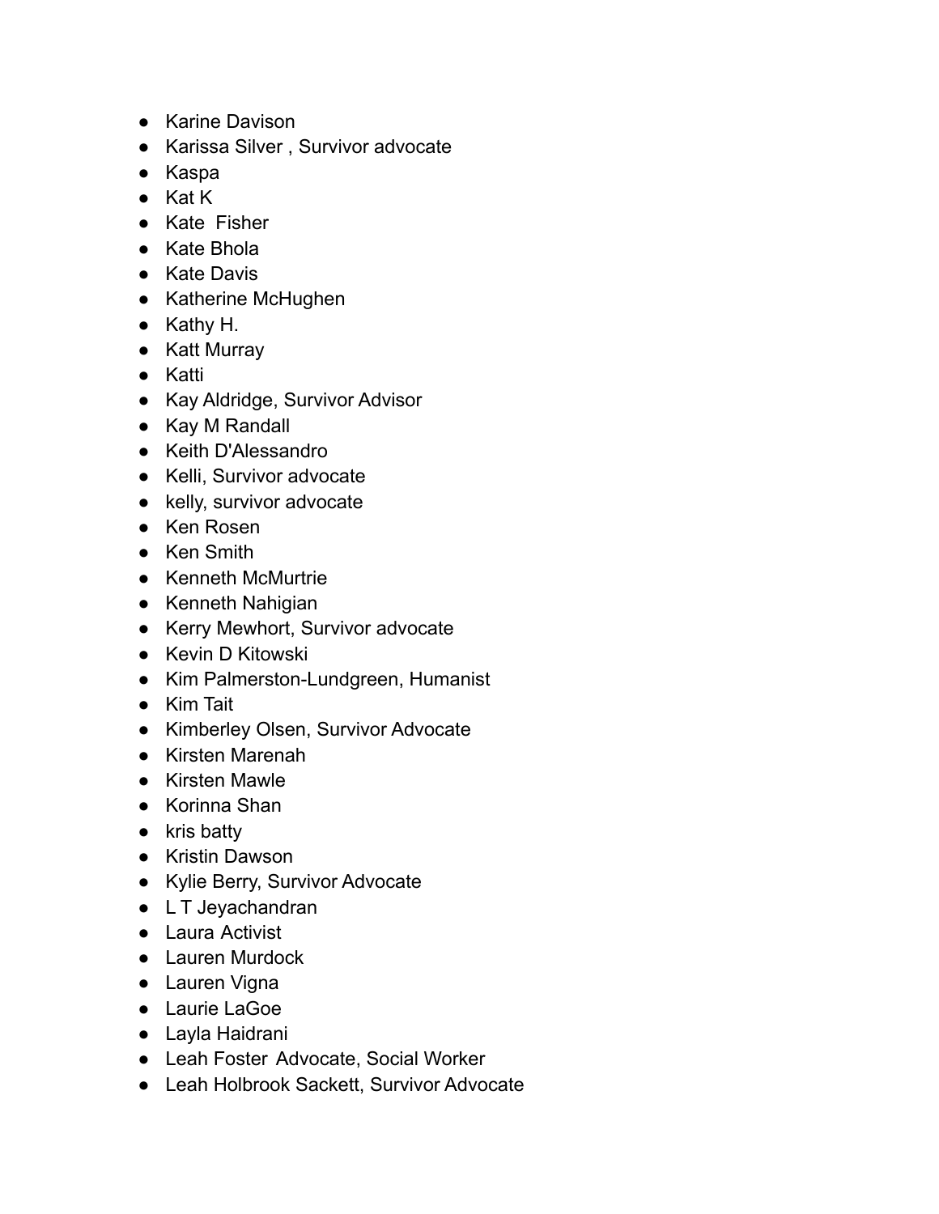- Karine Davison
- Karissa Silver , Survivor advocate
- Kaspa
- Kat K
- Kate  Fisher
- Kate Bhola
- Kate Davis
- Katherine McHughen
- Kathy H.
- Katt Murray
- Katti
- Kay Aldridge, Survivor Advisor
- Kay M Randall
- Keith D'Alessandro
- Kelli, Survivor advocate
- kelly, survivor advocate
- Ken Rosen
- Ken Smith
- Kenneth McMurtrie
- Kenneth Nahigian
- Kerry Mewhort, Survivor advocate
- Kevin D Kitowski
- Kim Palmerston-Lundgreen, Humanist
- Kim Tait
- Kimberley Olsen, Survivor Advocate
- Kirsten Marenah
- Kirsten Mawle
- Korinna Shan
- kris batty
- Kristin Dawson
- Kylie Berry, Survivor Advocate
- L T Jeyachandran
- Laura Activist
- Lauren Murdock
- Lauren Vigna
- Laurie LaGoe
- Layla Haidrani
- Leah Foster  Advocate, Social Worker
- Leah Holbrook Sackett, Survivor Advocate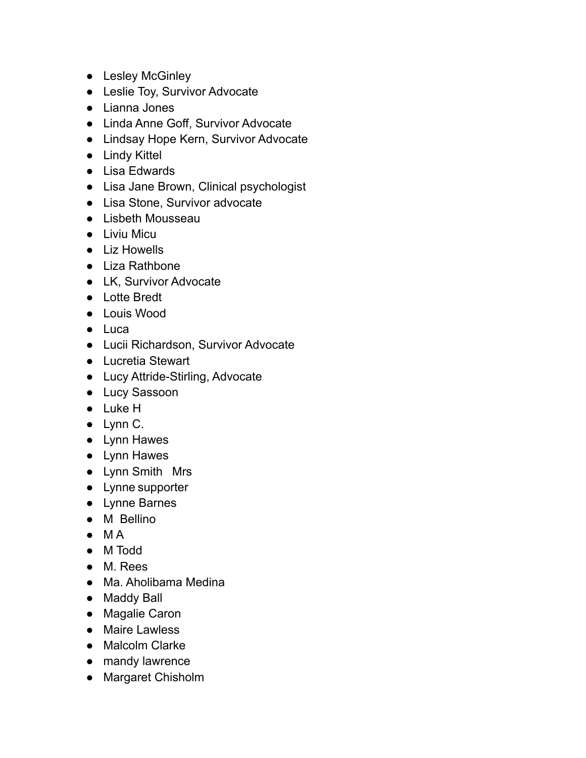- Lesley McGinley
- Leslie Toy, Survivor Advocate
- Lianna Jones
- Linda Anne Goff, Survivor Advocate
- Lindsay Hope Kern, Survivor Advocate
- Lindy Kittel
- Lisa Edwards
- Lisa Jane Brown, Clinical psychologist
- Lisa Stone, Survivor advocate
- Lisbeth Mousseau
- Liviu Micu
- Liz Howells
- Liza Rathbone
- LK, Survivor Advocate
- Lotte Bredt
- Louis Wood
- Luca
- Lucii Richardson, Survivor Advocate
- Lucretia Stewart
- Lucy Attride-Stirling, Advocate
- Lucy Sassoon
- Luke H
- Lynn C.
- Lynn Hawes
- Lynn Hawes
- Lynn Smith   Mrs
- Lynne supporter
- Lynne Barnes
- M  Bellino
- M A
- M Todd
- M. Rees
- Ma. Aholibama Medina
- Maddy Ball
- Magalie Caron
- Maire Lawless
- Malcolm Clarke
- mandy lawrence
- Margaret Chisholm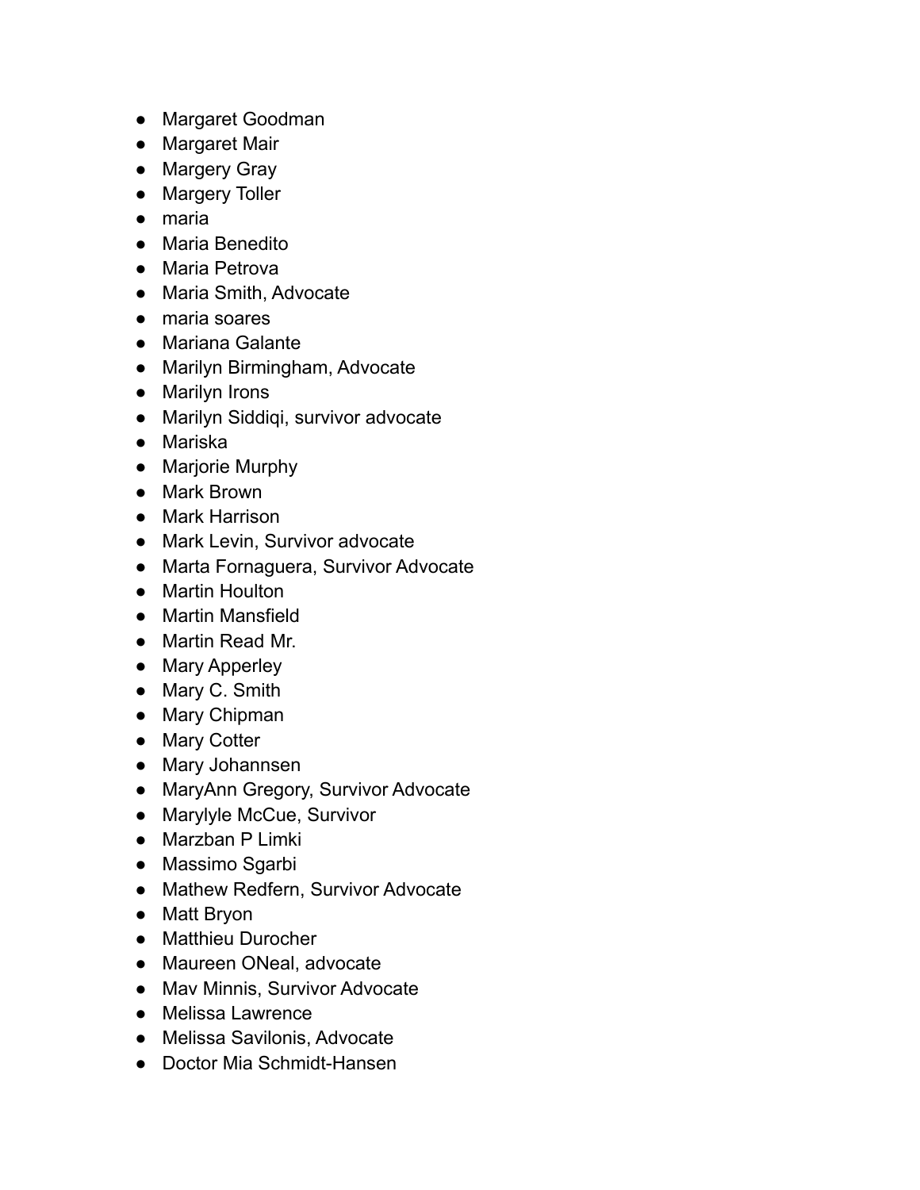- Margaret Goodman
- Margaret Mair
- Margery Gray
- Margery Toller
- maria
- Maria Benedito
- Maria Petrova
- Maria Smith, Advocate
- maria soares
- Mariana Galante
- Marilyn Birmingham, Advocate
- Marilyn Irons
- Marilyn Siddiqi, survivor advocate
- Mariska
- Marjorie Murphy
- Mark Brown
- Mark Harrison
- Mark Levin, Survivor advocate
- Marta Fornaguera, Survivor Advocate
- Martin Houlton
- Martin Mansfield
- Martin Read Mr.
- Mary Apperley
- Mary C. Smith
- Mary Chipman
- Mary Cotter
- Mary Johannsen
- MaryAnn Gregory, Survivor Advocate
- Marylyle McCue, Survivor
- Marzban P Limki
- Massimo Sgarbi
- Mathew Redfern, Survivor Advocate
- Matt Bryon
- Matthieu Durocher
- Maureen ONeal, advocate
- Mav Minnis, Survivor Advocate
- Melissa Lawrence
- Melissa Savilonis, Advocate
- Doctor Mia Schmidt-Hansen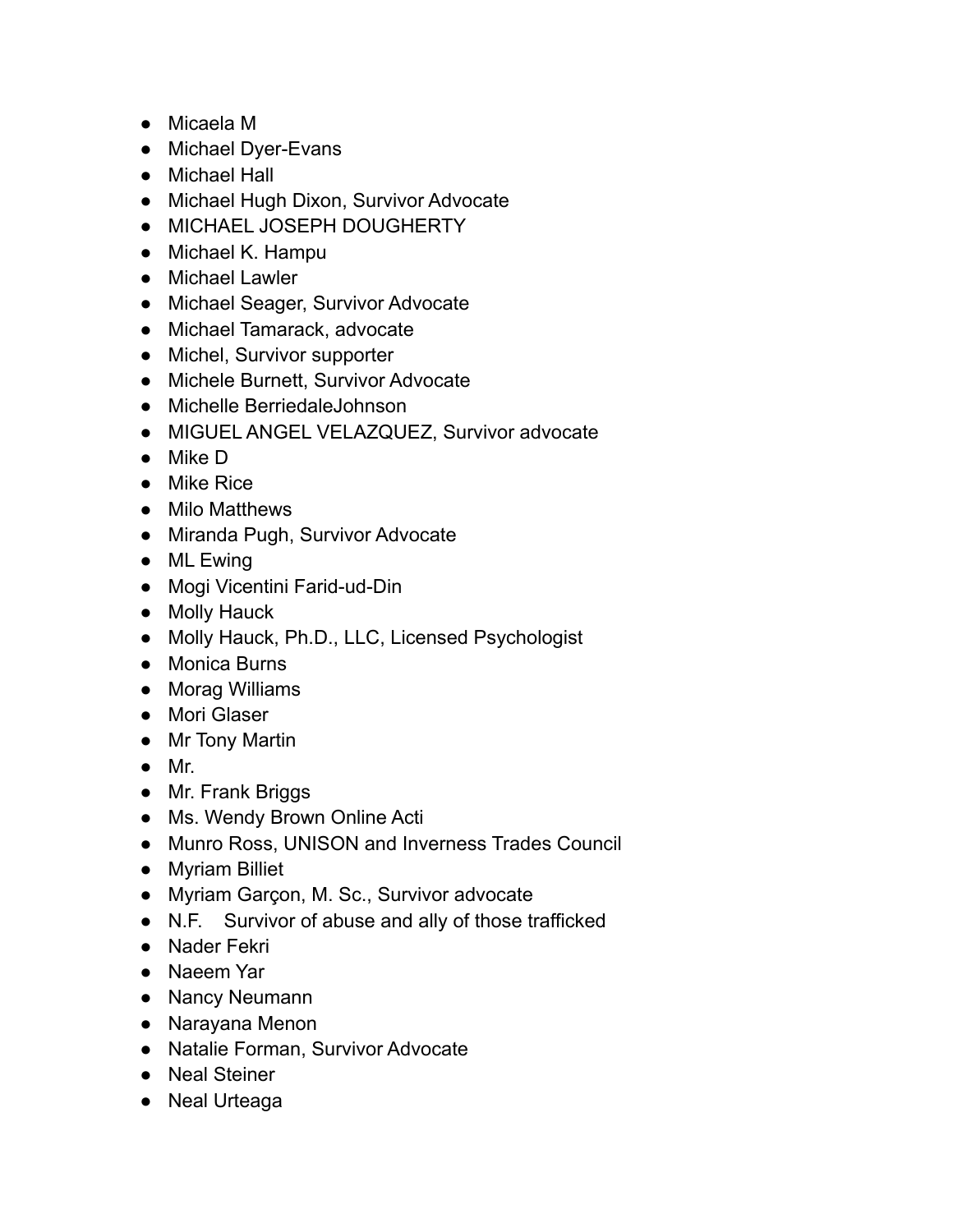- Micaela M
- Michael Dyer-Evans
- Michael Hall
- Michael Hugh Dixon, Survivor Advocate
- MICHAEL JOSEPH DOUGHERTY
- Michael K. Hampu
- Michael Lawler
- Michael Seager, Survivor Advocate
- Michael Tamarack, advocate
- Michel, Survivor supporter
- Michele Burnett, Survivor Advocate
- Michelle BerriedaleJohnson
- MIGUEL ANGEL VELAZQUEZ, Survivor advocate
- Mike D
- Mike Rice
- Milo Matthews
- Miranda Pugh, Survivor Advocate
- ML Ewing
- Mogi Vicentini Farid-ud-Din
- Molly Hauck
- Molly Hauck, Ph.D., LLC, Licensed Psychologist
- Monica Burns
- Morag Williams
- Mori Glaser
- Mr Tony Martin
- Mr.
- Mr. Frank Briggs
- Ms. Wendy Brown Online Acti
- Munro Ross, UNISON and Inverness Trades Council
- Myriam Billiet
- Myriam Garçon, M. Sc., Survivor advocate
- N.F. Survivor of abuse and ally of those trafficked
- Nader Fekri
- Naeem Yar
- Nancy Neumann
- Narayana Menon
- Natalie Forman, Survivor Advocate
- Neal Steiner
- Neal Urteaga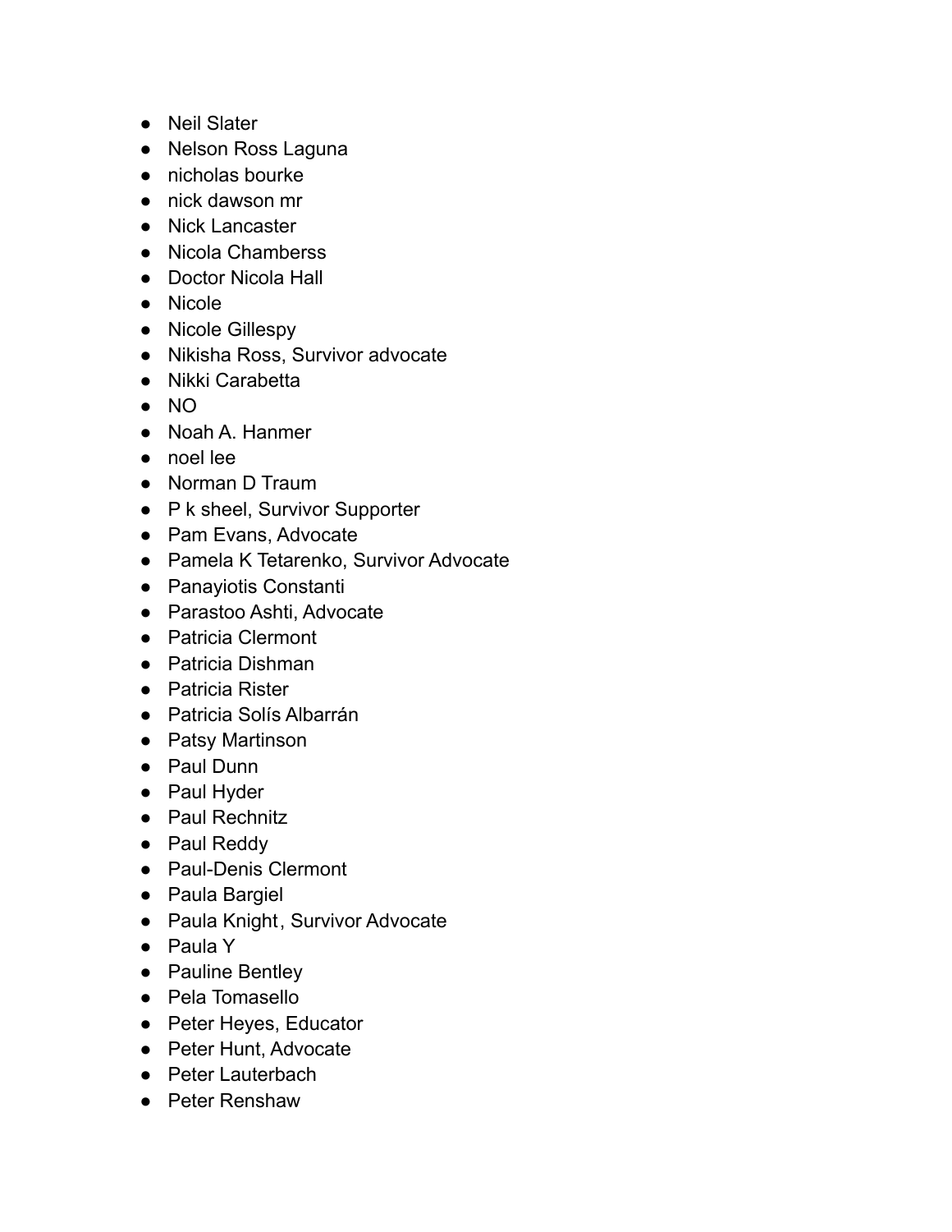- Neil Slater
- Nelson Ross Laguna
- nicholas bourke
- nick dawson mr
- Nick Lancaster
- Nicola Chamberss
- Doctor Nicola Hall
- Nicole
- Nicole Gillespy
- Nikisha Ross, Survivor advocate
- Nikki Carabetta
- NO
- Noah A. Hanmer
- noel lee
- Norman D Traum
- P k sheel, Survivor Supporter
- Pam Evans, Advocate
- Pamela K Tetarenko, Survivor Advocate
- Panayiotis Constanti
- Parastoo Ashti, Advocate
- Patricia Clermont
- Patricia Dishman
- Patricia Rister
- Patricia Solís Albarrán
- Patsy Martinson
- Paul Dunn
- Paul Hyder
- Paul Rechnitz
- Paul Reddy
- Paul-Denis Clermont
- Paula Bargiel
- Paula Knight, Survivor Advocate
- Paula Y
- Pauline Bentley
- Pela Tomasello
- Peter Heyes, Educator
- Peter Hunt, Advocate
- Peter Lauterbach
- Peter Renshaw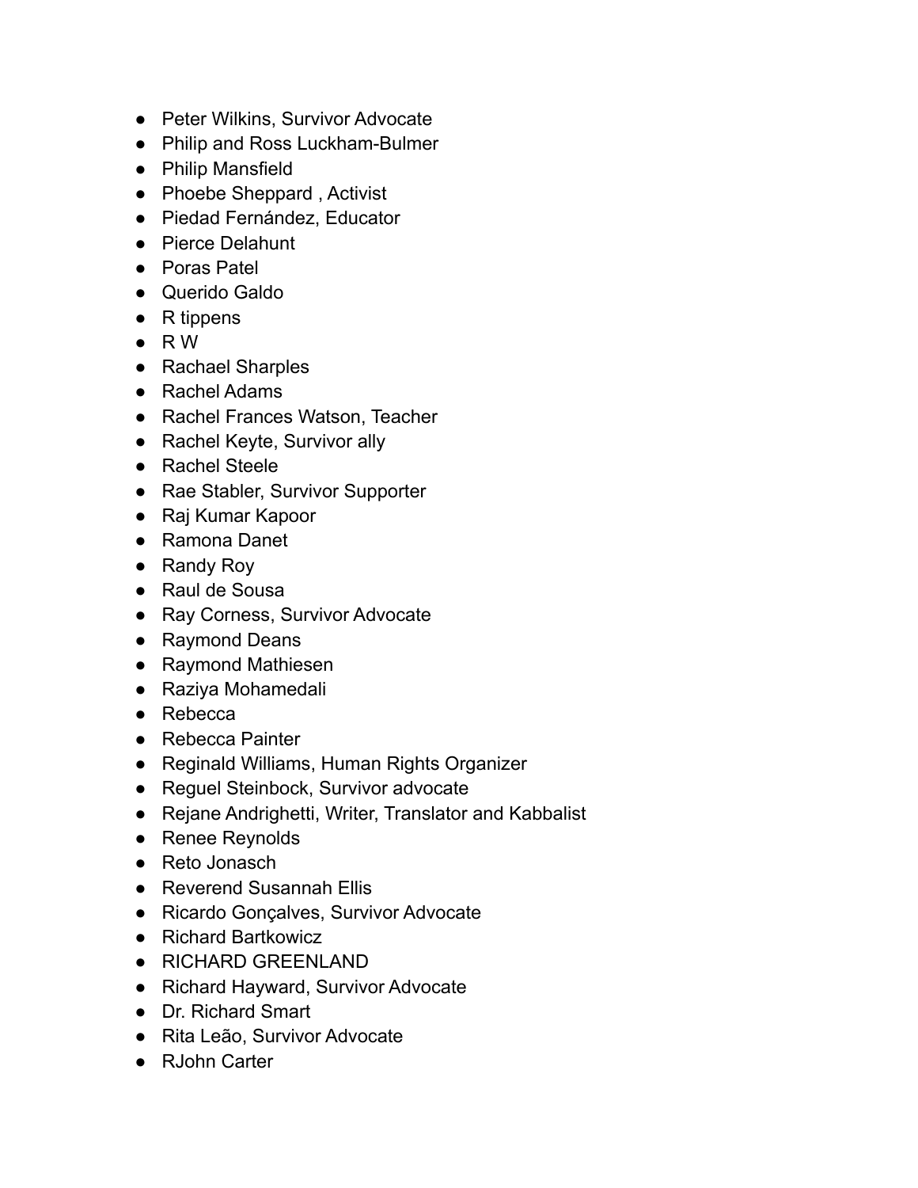- Peter Wilkins, Survivor Advocate
- Philip and Ross Luckham-Bulmer
- Philip Mansfield
- Phoebe Sheppard , Activist
- Piedad Fernández, Educator
- Pierce Delahunt
- Poras Patel
- Querido Galdo
- R tippens
- R W
- Rachael Sharples
- Rachel Adams
- Rachel Frances Watson, Teacher
- Rachel Keyte, Survivor ally
- Rachel Steele
- Rae Stabler, Survivor Supporter
- Raj Kumar Kapoor
- Ramona Danet
- Randy Roy
- Raul de Sousa
- Ray Corness, Survivor Advocate
- Raymond Deans
- Raymond Mathiesen
- Raziya Mohamedali
- Rebecca
- Rebecca Painter
- Reginald Williams, Human Rights Organizer
- Reguel Steinbock, Survivor advocate
- Rejane Andrighetti, Writer, Translator and Kabbalist
- Renee Reynolds
- Reto Jonasch
- Reverend Susannah Ellis
- Ricardo Gonçalves, Survivor Advocate
- Richard Bartkowicz
- RICHARD GREENLAND
- Richard Hayward, Survivor Advocate
- Dr. Richard Smart
- Rita Leão, Survivor Advocate
- RJohn Carter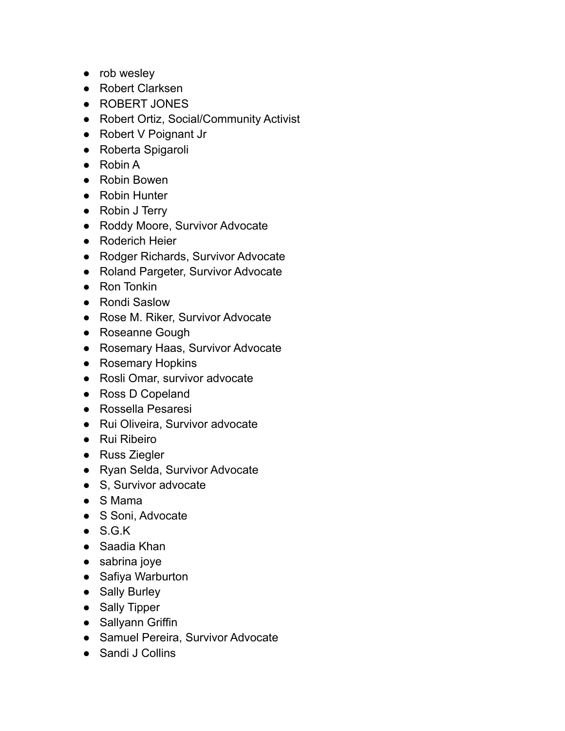- rob wesley
- Robert Clarksen
- ROBERT JONES
- Robert Ortiz, Social/Community Activist
- Robert V Poignant Jr
- Roberta Spigaroli
- Robin A
- Robin Bowen
- Robin Hunter
- Robin J Terry
- Roddy Moore, Survivor Advocate
- Roderich Heier
- Rodger Richards, Survivor Advocate
- Roland Pargeter, Survivor Advocate
- Ron Tonkin
- Rondi Saslow
- Rose M. Riker, Survivor Advocate
- Roseanne Gough
- Rosemary Haas, Survivor Advocate
- Rosemary Hopkins
- Rosli Omar, survivor advocate
- Ross D Copeland
- Rossella Pesaresi
- Rui Oliveira, Survivor advocate
- Rui Ribeiro
- Russ Ziegler
- Ryan Selda, Survivor Advocate
- S, Survivor advocate
- S Mama
- S Soni, Advocate
- S.G.K
- Saadia Khan
- sabrina joye
- Safiya Warburton
- Sally Burley
- Sally Tipper
- Sallyann Griffin
- Samuel Pereira, Survivor Advocate
- Sandi J Collins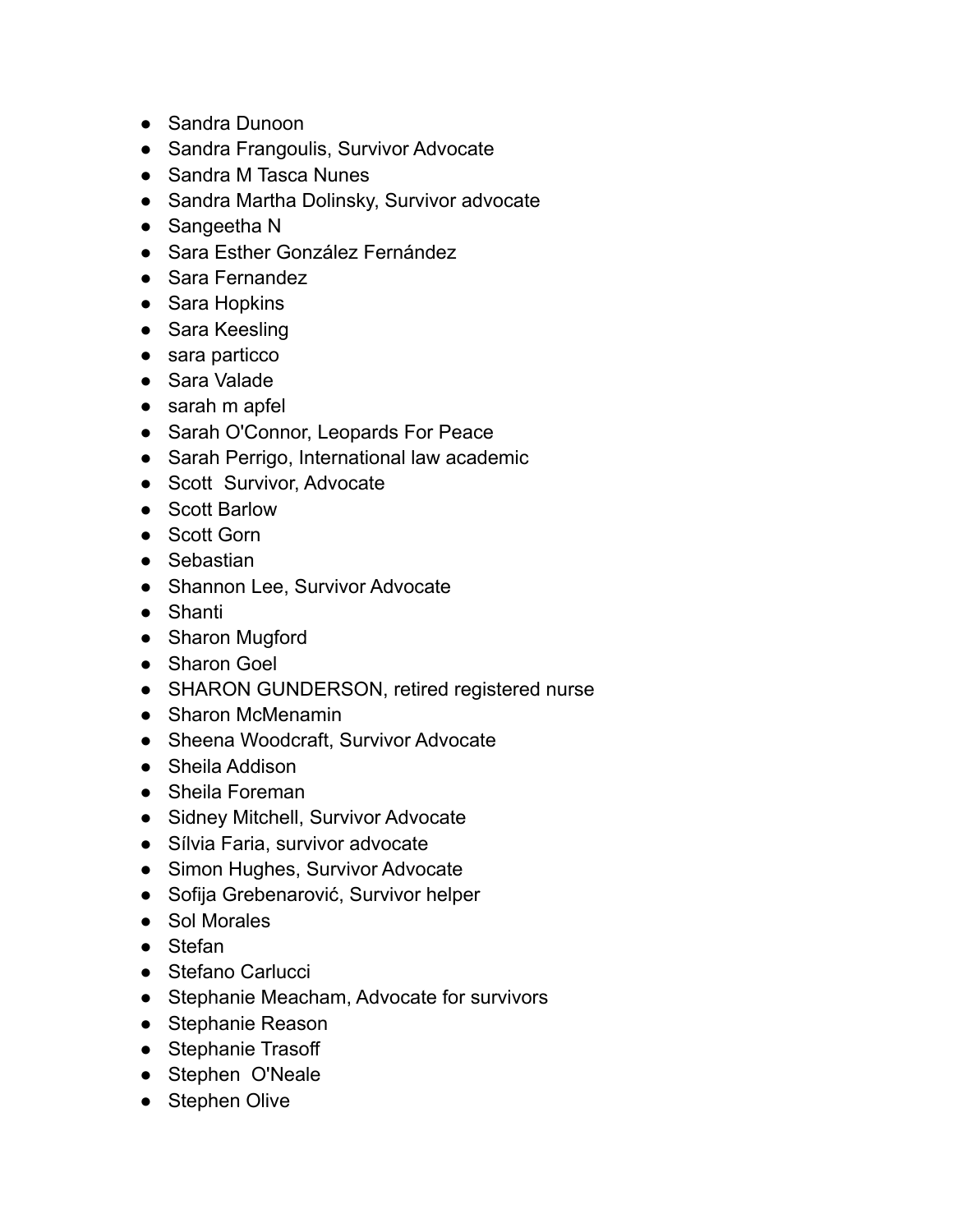- Sandra Dunoon
- Sandra Frangoulis, Survivor Advocate
- Sandra M Tasca Nunes
- Sandra Martha Dolinsky, Survivor advocate
- Sangeetha N
- Sara Esther González Fernández
- Sara Fernandez
- Sara Hopkins
- Sara Keesling
- sara particco
- Sara Valade
- sarah m apfel
- Sarah O'Connor, Leopards For Peace
- Sarah Perrigo, International law academic
- Scott  Survivor, Advocate
- Scott Barlow
- Scott Gorn
- Sebastian
- Shannon Lee, Survivor Advocate
- Shanti
- Sharon Mugford
- Sharon Goel
- SHARON GUNDERSON, retired registered nurse
- Sharon McMenamin
- Sheena Woodcraft, Survivor Advocate
- Sheila Addison
- Sheila Foreman
- Sidney Mitchell, Survivor Advocate
- Sílvia Faria, survivor advocate
- Simon Hughes, Survivor Advocate
- Sofija Grebenarović, Survivor helper
- Sol Morales
- Stefan
- Stefano Carlucci
- Stephanie Meacham, Advocate for survivors
- Stephanie Reason
- Stephanie Trasoff
- Stephen  O'Neale
- Stephen Olive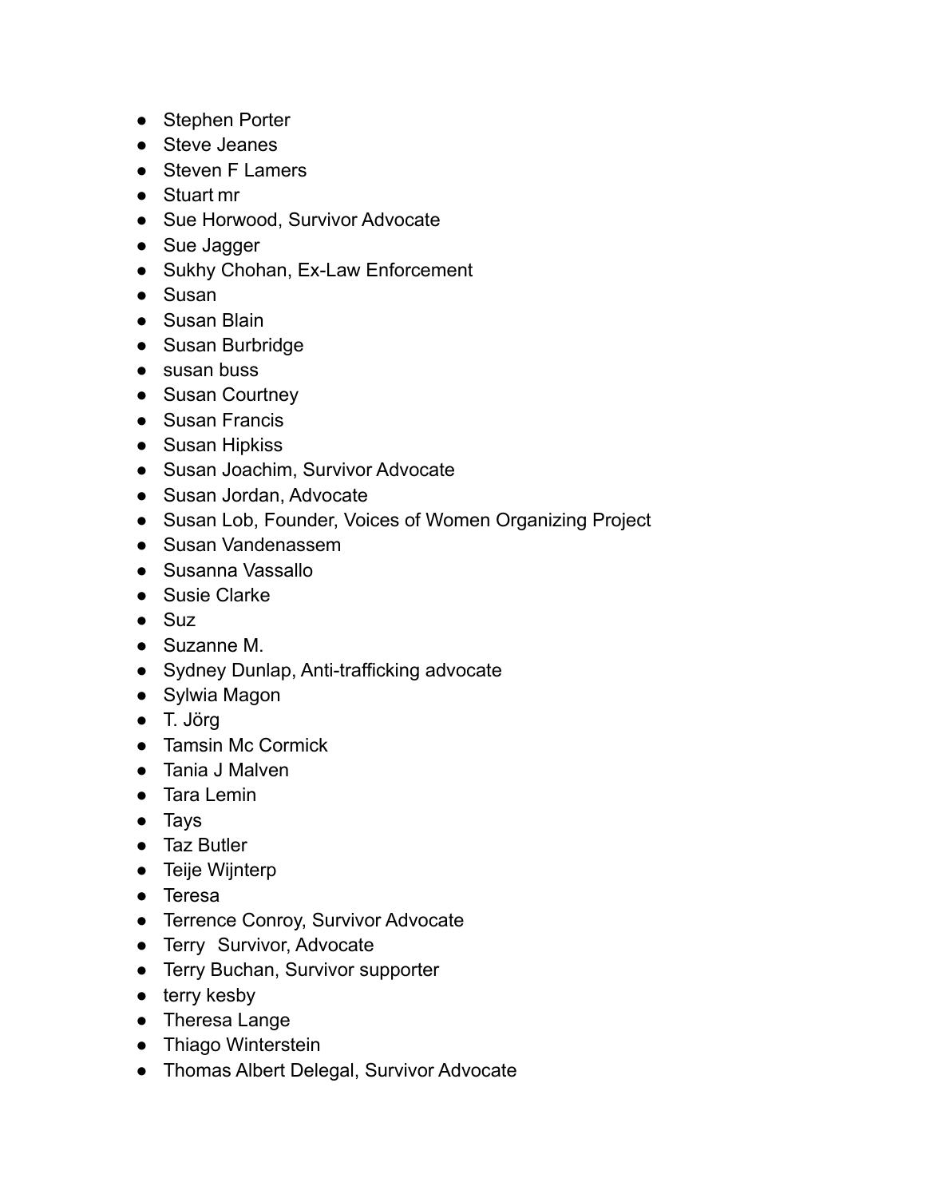- Stephen Porter
- Steve Jeanes
- Steven F Lamers
- Stuart mr
- Sue Horwood, Survivor Advocate
- Sue Jagger
- Sukhy Chohan, Ex-Law Enforcement
- Susan
- Susan Blain
- Susan Burbridge
- susan buss
- Susan Courtney
- Susan Francis
- Susan Hipkiss
- Susan Joachim, Survivor Advocate
- Susan Jordan, Advocate
- Susan Lob, Founder, Voices of Women Organizing Project
- Susan Vandenassem
- Susanna Vassallo
- Susie Clarke
- Suz
- Suzanne M.
- Sydney Dunlap, Anti-trafficking advocate
- Sylwia Magon
- T. Jörg
- Tamsin Mc Cormick
- Tania J Malven
- Tara Lemin
- Tays
- Taz Butler
- Teije Wijnterp
- Teresa
- Terrence Conroy, Survivor Advocate
- Terry  Survivor, Advocate
- Terry Buchan, Survivor supporter
- terry kesby
- Theresa Lange
- Thiago Winterstein
- Thomas Albert Delegal, Survivor Advocate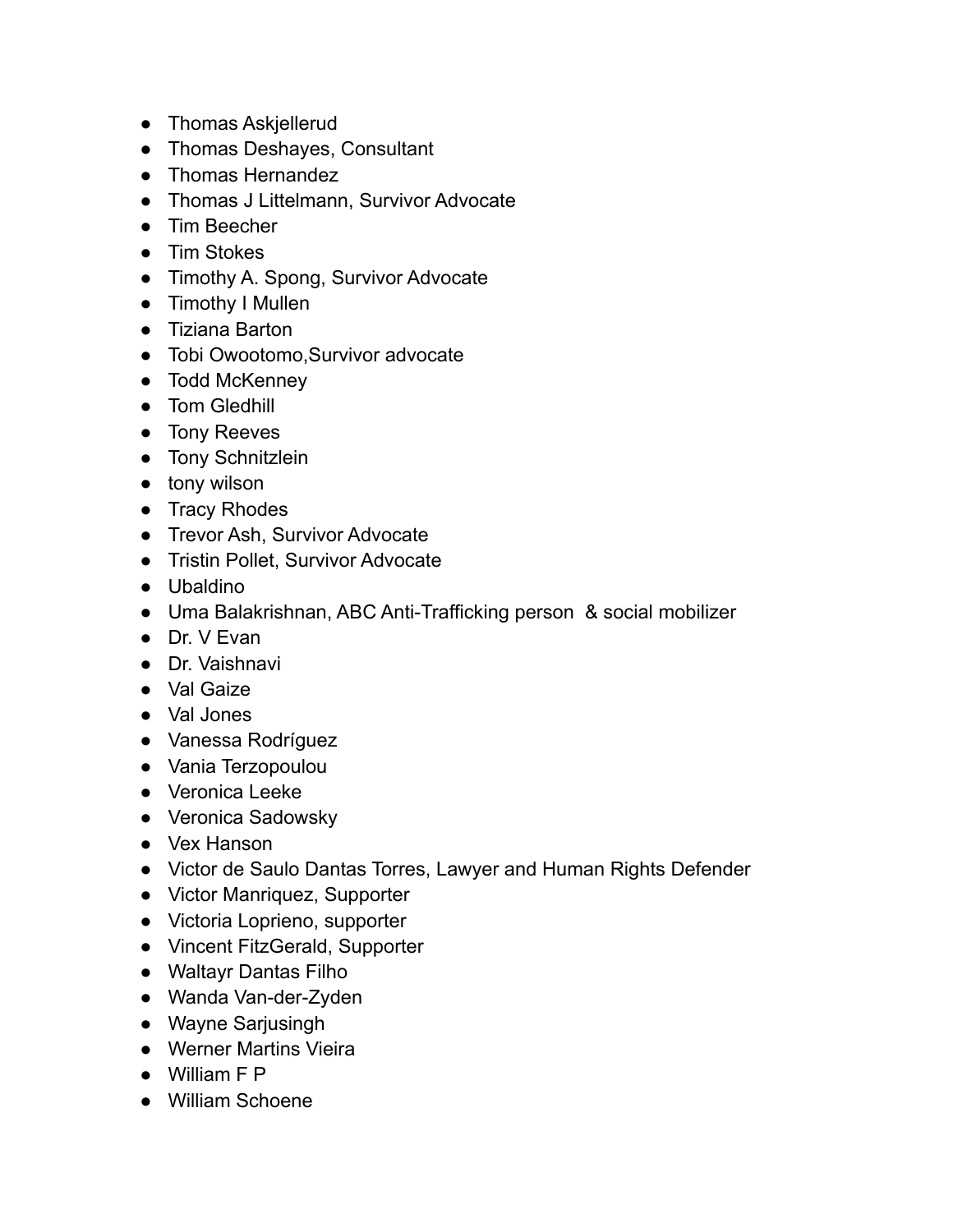- Thomas Askjellerud
- Thomas Deshayes, Consultant
- Thomas Hernandez
- Thomas J Littelmann, Survivor Advocate
- Tim Beecher
- Tim Stokes
- Timothy A. Spong, Survivor Advocate
- Timothy I Mullen
- Tiziana Barton
- Tobi Owootomo,Survivor advocate
- Todd McKenney
- Tom Gledhill
- Tony Reeves
- Tony Schnitzlein
- tony wilson
- Tracy Rhodes
- Trevor Ash, Survivor Advocate
- Tristin Pollet, Survivor Advocate
- Ubaldino
- Uma Balakrishnan, ABC Anti-Trafficking person  & social mobilizer
- Dr. V Evan
- Dr. Vaishnavi
- Val Gaize
- Val Jones
- Vanessa Rodríguez
- Vania Terzopoulou
- Veronica Leeke
- Veronica Sadowsky
- Vex Hanson
- Victor de Saulo Dantas Torres, Lawyer and Human Rights Defender
- Victor Manriquez, Supporter
- Victoria Loprieno, supporter
- Vincent FitzGerald, Supporter
- Waltayr Dantas Filho
- Wanda Van-der-Zyden
- Wayne Sarjusingh
- Werner Martins Vieira
- William F P
- William Schoene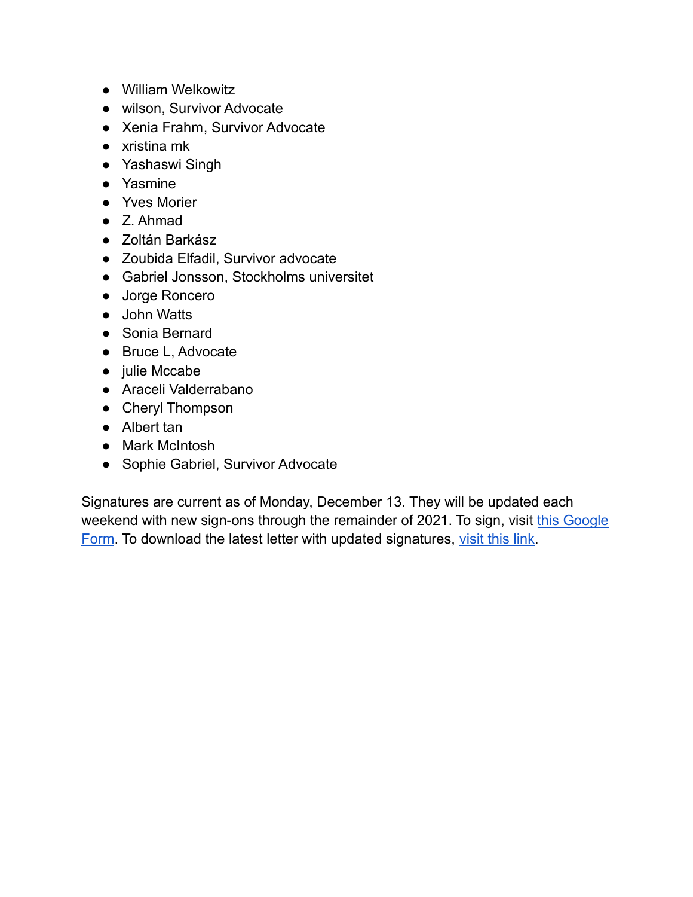- William Welkowitz
- wilson, Survivor Advocate
- Xenia Frahm, Survivor Advocate
- xristina mk
- Yashaswi Singh
- Yasmine
- Yves Morier
- Z. Ahmad
- Zoltán Barkász
- Zoubida Elfadil, Survivor advocate
- Gabriel Jonsson, Stockholms universitet
- Jorge Roncero
- John Watts
- Sonia Bernard
- Bruce L, Advocate
- julie Mccabe
- Araceli Valderrabano
- Cheryl Thompson
- Albert tan
- Mark McIntosh
- Sophie Gabriel, Survivor Advocate

Signatures are current as of Monday, December 13. They will be updated each weekend with new sign-ons through the remainder of 2021. To sign, visit this Google Form. To download the latest letter with updated signatures, visit this link.